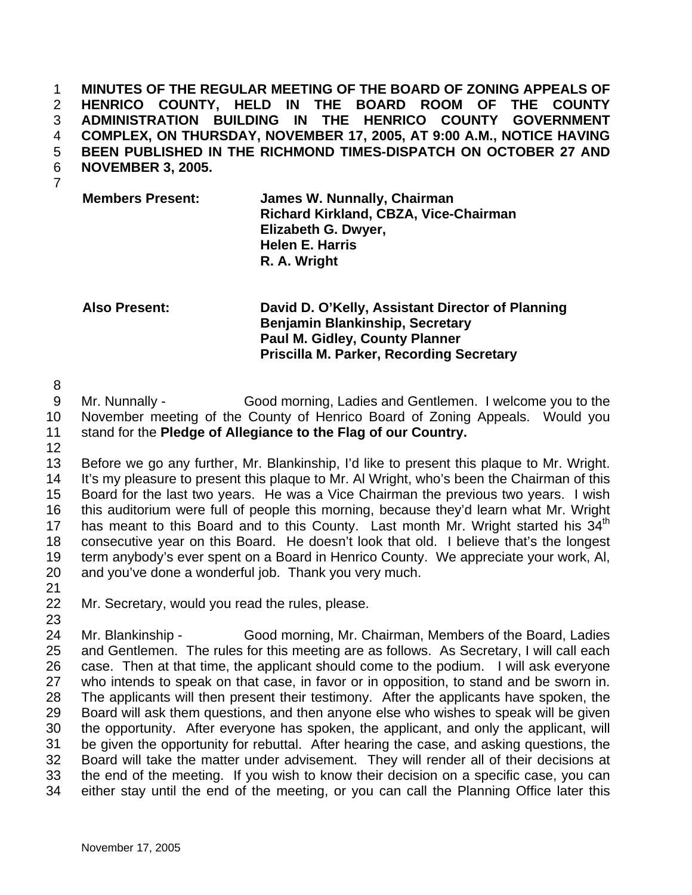**MINUTES OF THE REGULAR MEETING OF THE BOARD OF ZONING APPEALS OF HENRICO COUNTY, HELD IN THE BOARD ROOM OF THE COUNTY ADMINISTRATION BUILDING IN THE HENRICO COUNTY GOVERNMENT COMPLEX, ON THURSDAY, NOVEMBER 17, 2005, AT 9:00 A.M., NOTICE HAVING BEEN PUBLISHED IN THE RICHMOND TIMES-DISPATCH ON OCTOBER 27 AND NOVEMBER 3, 2005.**

| | |
|---|---|
| **Members Present:** | **James W. Nunnally, Chairman** |
| | **Richard Kirkland, CBZA, Vice-Chairman** |
| | **Elizabeth G. Dwyer,** |
| | **Helen E. Harris** |
| | **R. A. Wright** |
| **Also Present:** | **David D. O'Kelly, Assistant Director of Planning** |
| | **Benjamin Blankinship, Secretary** |
| | **Paul M. Gidley, County Planner** |
| | **Priscilla M. Parker, Recording Secretary** |

Mr. Nunnally - Good morning, Ladies and Gentlemen. I welcome you to the November meeting of the County of Henrico Board of Zoning Appeals. Would you stand for the **Pledge of Allegiance to the Flag of our Country.**

Before we go any further, Mr. Blankinship, I'd like to present this plaque to Mr. Wright. It's my pleasure to present this plaque to Mr. Al Wright, who's been the Chairman of this Board for the last two years. He was a Vice Chairman the previous two years. I wish this auditorium were full of people this morning, because they'd learn what Mr. Wright has meant to this Board and to this County. Last month Mr. Wright started his 34th consecutive year on this Board. He doesn't look that old. I believe that's the longest term anybody's ever spent on a Board in Henrico County. We appreciate your work, Al, and you've done a wonderful job. Thank you very much.

Mr. Secretary, would you read the rules, please.

Mr. Blankinship - Good morning, Mr. Chairman, Members of the Board, Ladies and Gentlemen. The rules for this meeting are as follows. As Secretary, I will call each case. Then at that time, the applicant should come to the podium. I will ask everyone who intends to speak on that case, in favor or in opposition, to stand and be sworn in. The applicants will then present their testimony. After the applicants have spoken, the Board will ask them questions, and then anyone else who wishes to speak will be given the opportunity. After everyone has spoken, the applicant, and only the applicant, will be given the opportunity for rebuttal. After hearing the case, and asking questions, the Board will take the matter under advisement. They will render all of their decisions at the end of the meeting. If you wish to know their decision on a specific case, you can either stay until the end of the meeting, or you can call the Planning Office later this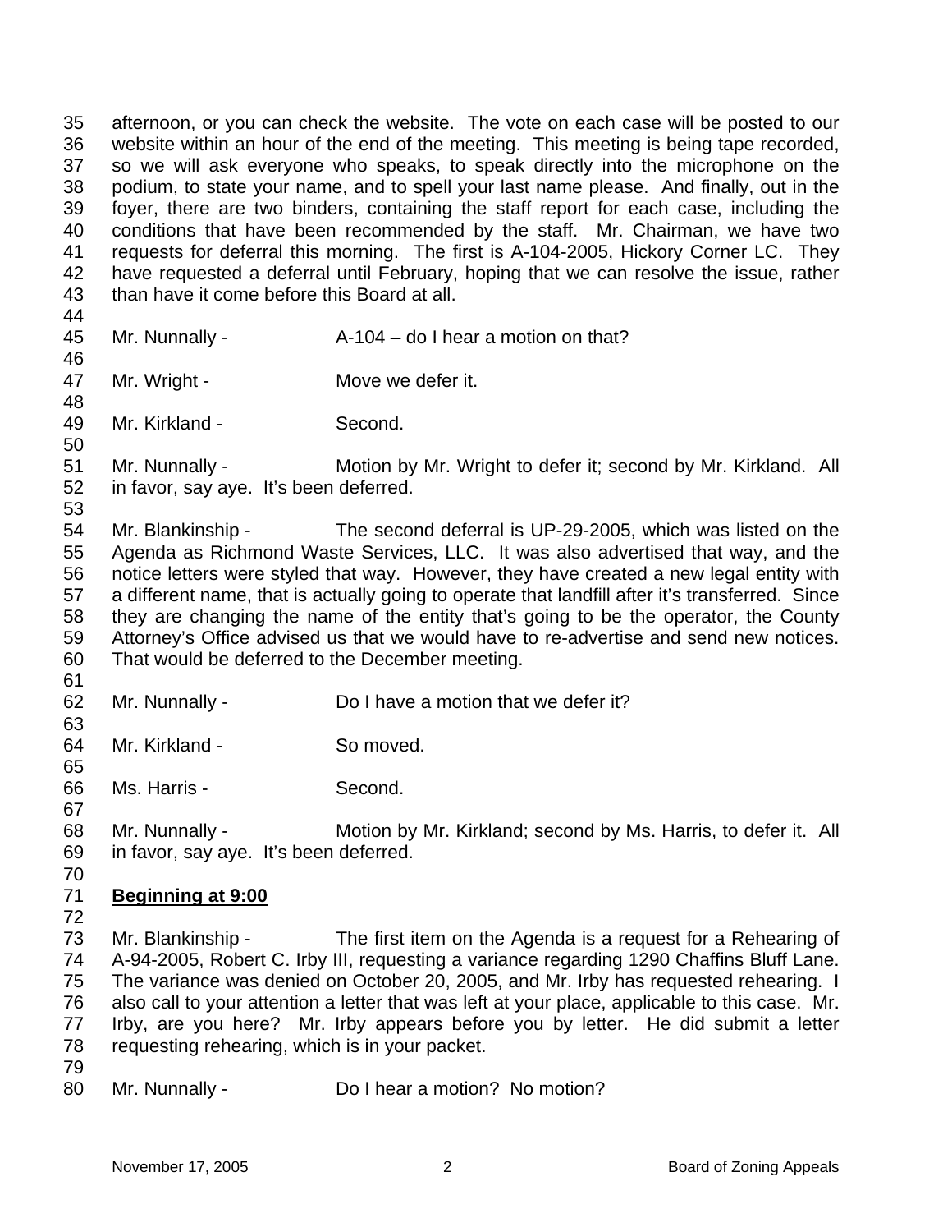afternoon, or you can check the website. The vote on each case will be posted to our website within an hour of the end of the meeting. This meeting is being tape recorded, so we will ask everyone who speaks, to speak directly into the microphone on the podium, to state your name, and to spell your last name please. And finally, out in the foyer, there are two binders, containing the staff report for each case, including the conditions that have been recommended by the staff. Mr. Chairman, we have two requests for deferral this morning. The first is A-104-2005, Hickory Corner LC. They have requested a deferral until February, hoping that we can resolve the issue, rather than have it come before this Board at all.

Mr. Nunnally - A-104 – do I hear a motion on that?

Mr. Wright - Move we defer it.

Mr. Kirkland - Second.

Mr. Nunnally - Motion by Mr. Wright to defer it; second by Mr. Kirkland. All in favor, say aye. It's been deferred.

Mr. Blankinship - The second deferral is UP-29-2005, which was listed on the Agenda as Richmond Waste Services, LLC. It was also advertised that way, and the notice letters were styled that way. However, they have created a new legal entity with a different name, that is actually going to operate that landfill after it's transferred. Since they are changing the name of the entity that's going to be the operator, the County Attorney's Office advised us that we would have to re-advertise and send new notices. That would be deferred to the December meeting.

Mr. Nunnally - Do I have a motion that we defer it?

Mr. Kirkland - So moved.

Ms. Harris - Second.

Mr. Nunnally - Motion by Mr. Kirkland; second by Ms. Harris, to defer it. All in favor, say aye. It's been deferred.

**Beginning at 9:00**

Mr. Blankinship - The first item on the Agenda is a request for a Rehearing of A-94-2005, Robert C. Irby III, requesting a variance regarding 1290 Chaffins Bluff Lane. The variance was denied on October 20, 2005, and Mr. Irby has requested rehearing. I also call to your attention a letter that was left at your place, applicable to this case. Mr. Irby, are you here? Mr. Irby appears before you by letter. He did submit a letter requesting rehearing, which is in your packet.

Mr. Nunnally - Do I hear a motion? No motion?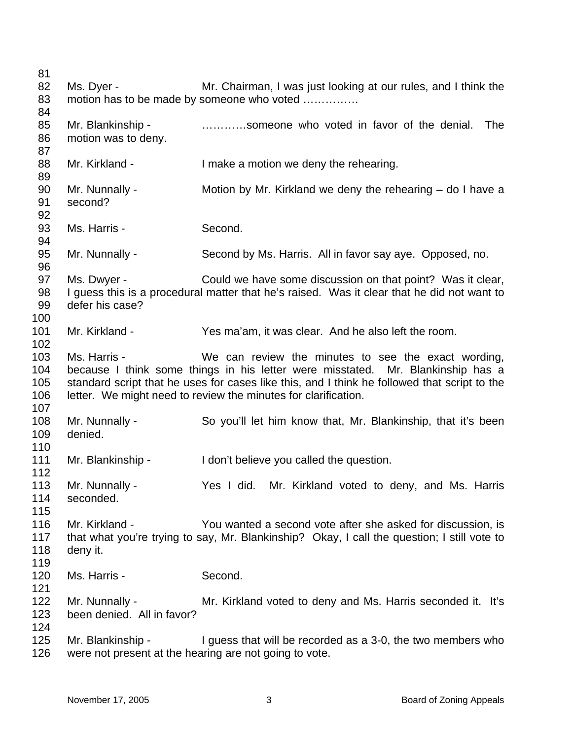Ms. Dyer - Mr. Chairman, I was just looking at our rules, and I think the motion has to be made by someone who voted ……………

Mr. Blankinship - …………someone who voted in favor of the denial. The motion was to deny.

Mr. Kirkland - I make a motion we deny the rehearing.

Mr. Nunnally - Motion by Mr. Kirkland we deny the rehearing – do I have a second?

Ms. Harris - Second.

Mr. Nunnally - Second by Ms. Harris. All in favor say aye. Opposed, no.

Ms. Dwyer - Could we have some discussion on that point? Was it clear, I guess this is a procedural matter that he's raised. Was it clear that he did not want to defer his case?

Mr. Kirkland - Yes ma'am, it was clear. And he also left the room.

Ms. Harris - We can review the minutes to see the exact wording, because I think some things in his letter were misstated. Mr. Blankinship has a standard script that he uses for cases like this, and I think he followed that script to the letter. We might need to review the minutes for clarification.

Mr. Nunnally - So you'll let him know that, Mr. Blankinship, that it's been denied.

Mr. Blankinship - I don't believe you called the question.

Mr. Nunnally - Yes I did. Mr. Kirkland voted to deny, and Ms. Harris seconded.

Mr. Kirkland - You wanted a second vote after she asked for discussion, is that what you're trying to say, Mr. Blankinship? Okay, I call the question; I still vote to deny it.

Ms. Harris - Second.

Mr. Nunnally - Mr. Kirkland voted to deny and Ms. Harris seconded it. It's been denied. All in favor?

Mr. Blankinship - I guess that will be recorded as a 3-0, the two members who were not present at the hearing are not going to vote.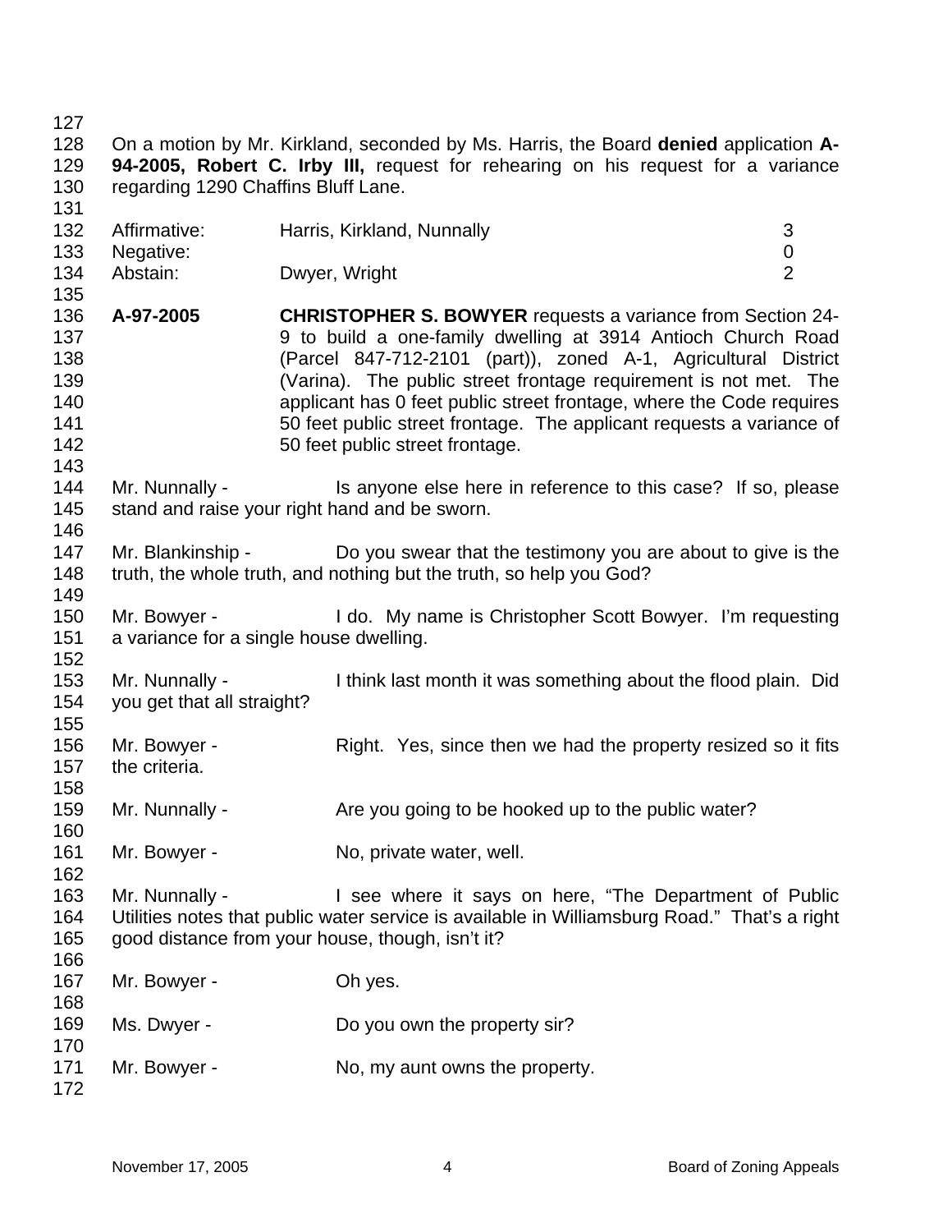On a motion by Mr. Kirkland, seconded by Ms. Harris, the Board **denied** application **A-94-2005, Robert C. Irby III,** request for rehearing on his request for a variance regarding 1290 Chaffins Bluff Lane.

| | | |
|---|---|---|
| Affirmative: | Harris, Kirkland, Nunnally | 3 |
| Negative: | | 0 |
| Abstain: | Dwyer, Wright | 2 |

**A-97-2005** **CHRISTOPHER S. BOWYER** requests a variance from Section 24-9 to build a one-family dwelling at 3914 Antioch Church Road (Parcel 847-712-2101 (part)), zoned A-1, Agricultural District (Varina). The public street frontage requirement is not met. The applicant has 0 feet public street frontage, where the Code requires 50 feet public street frontage. The applicant requests a variance of 50 feet public street frontage.

Mr. Nunnally - Is anyone else here in reference to this case? If so, please stand and raise your right hand and be sworn.

Mr. Blankinship - Do you swear that the testimony you are about to give is the truth, the whole truth, and nothing but the truth, so help you God?

Mr. Bowyer - I do. My name is Christopher Scott Bowyer. I'm requesting a variance for a single house dwelling.

Mr. Nunnally - I think last month it was something about the flood plain. Did you get that all straight?

Mr. Bowyer - Right. Yes, since then we had the property resized so it fits the criteria.

Mr. Nunnally - Are you going to be hooked up to the public water?

Mr. Bowyer - No, private water, well.

Mr. Nunnally - I see where it says on here, "The Department of Public Utilities notes that public water service is available in Williamsburg Road." That's a right good distance from your house, though, isn't it?

Mr. Bowyer - Oh yes.

Ms. Dwyer - Do you own the property sir?

Mr. Bowyer - No, my aunt owns the property.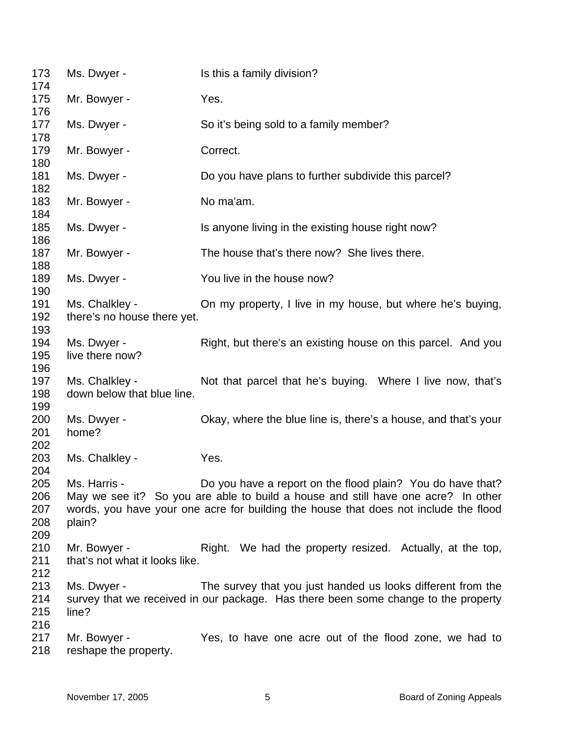173 Ms. Dwyer - Is this a family division?
174
175 Mr. Bowyer - Yes.
176
177 Ms. Dwyer - So it's being sold to a family member?
178
179 Mr. Bowyer - Correct.
180
181 Ms. Dwyer - Do you have plans to further subdivide this parcel?
182
183 Mr. Bowyer - No ma'am.
184
185 Ms. Dwyer - Is anyone living in the existing house right now?
186
187 Mr. Bowyer - The house that's there now? She lives there.
188
189 Ms. Dwyer - You live in the house now?
190
191 Ms. Chalkley - On my property, I live in my house, but where he's buying,
192 there's no house there yet.
193
194 Ms. Dwyer - Right, but there's an existing house on this parcel. And you
195 live there now?
196
197 Ms. Chalkley - Not that parcel that he's buying. Where I live now, that's
198 down below that blue line.
199
200 Ms. Dwyer - Okay, where the blue line is, there's a house, and that's your
201 home?
202
203 Ms. Chalkley - Yes.
204
205 Ms. Harris - Do you have a report on the flood plain? You do have that?
206 May we see it? So you are able to build a house and still have one acre? In other
207 words, you have your one acre for building the house that does not include the flood
208 plain?
209
210 Mr. Bowyer - Right. We had the property resized. Actually, at the top,
211 that's not what it looks like.
212
213 Ms. Dwyer - The survey that you just handed us looks different from the
214 survey that we received in our package. Has there been some change to the property
215 line?
216
217 Mr. Bowyer - Yes, to have one acre out of the flood zone, we had to
218 reshape the property.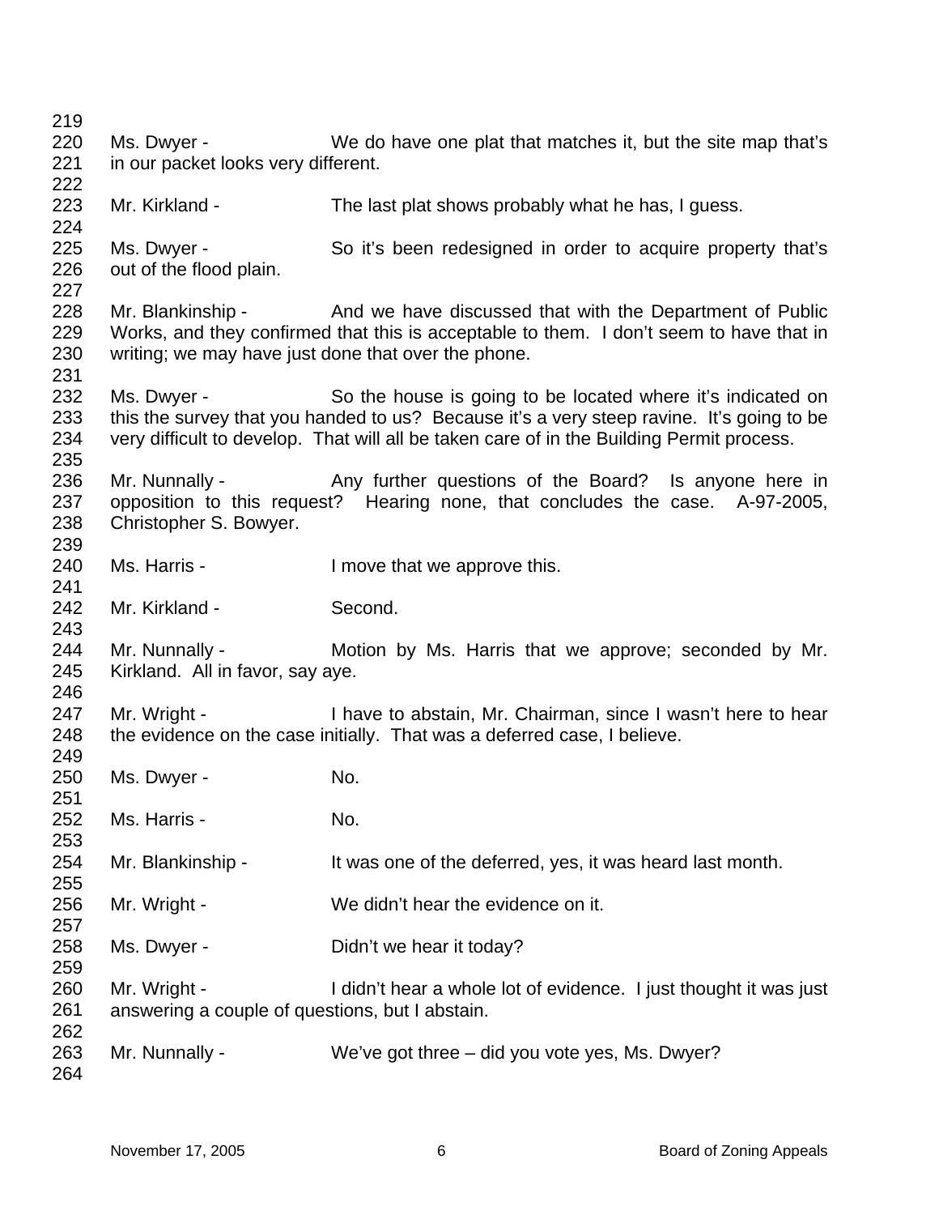Ms. Dwyer - We do have one plat that matches it, but the site map that's in our packet looks very different.

Mr. Kirkland - The last plat shows probably what he has, I guess.

Ms. Dwyer - So it's been redesigned in order to acquire property that's out of the flood plain.

Mr. Blankinship - And we have discussed that with the Department of Public Works, and they confirmed that this is acceptable to them. I don't seem to have that in writing; we may have just done that over the phone.

Ms. Dwyer - So the house is going to be located where it's indicated on this the survey that you handed to us? Because it's a very steep ravine. It's going to be very difficult to develop. That will all be taken care of in the Building Permit process.

Mr. Nunnally - Any further questions of the Board? Is anyone here in opposition to this request? Hearing none, that concludes the case. A-97-2005, Christopher S. Bowyer.

Ms. Harris - I move that we approve this.

Mr. Kirkland - Second.

Mr. Nunnally - Motion by Ms. Harris that we approve; seconded by Mr. Kirkland. All in favor, say aye.

Mr. Wright - I have to abstain, Mr. Chairman, since I wasn't here to hear the evidence on the case initially. That was a deferred case, I believe.

Ms. Dwyer - No.

Ms. Harris - No.

Mr. Blankinship - It was one of the deferred, yes, it was heard last month.

Mr. Wright - We didn't hear the evidence on it.

Ms. Dwyer - Didn't we hear it today?

Mr. Wright - I didn't hear a whole lot of evidence. I just thought it was just answering a couple of questions, but I abstain.

Mr. Nunnally - We've got three – did you vote yes, Ms. Dwyer?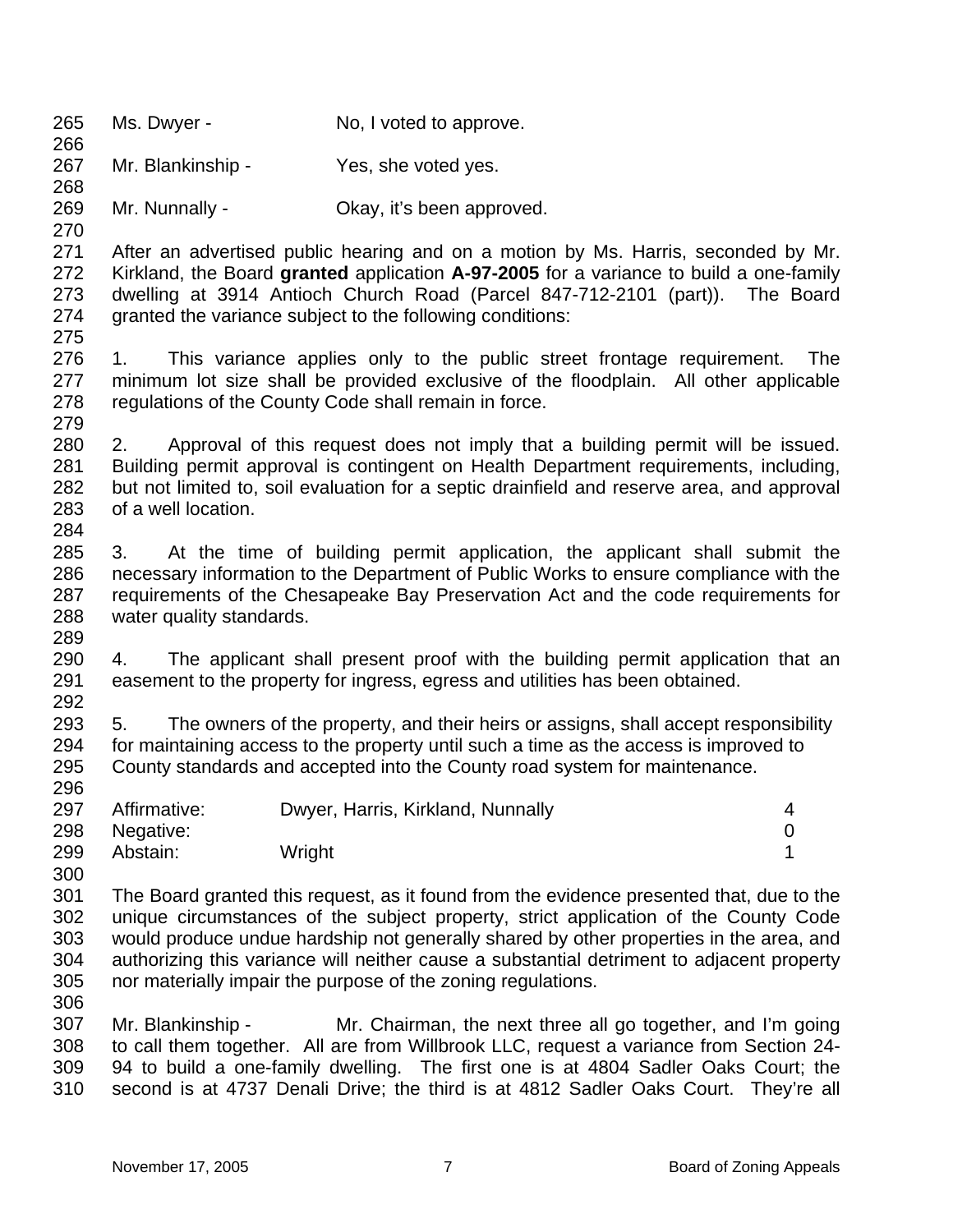Ms. Dwyer - No, I voted to approve.

Mr. Blankinship - Yes, she voted yes.

Mr. Nunnally - Okay, it's been approved.

After an advertised public hearing and on a motion by Ms. Harris, seconded by Mr. Kirkland, the Board **granted** application **A-97-2005** for a variance to build a one-family dwelling at 3914 Antioch Church Road (Parcel 847-712-2101 (part)). The Board granted the variance subject to the following conditions:

1. This variance applies only to the public street frontage requirement. The minimum lot size shall be provided exclusive of the floodplain. All other applicable regulations of the County Code shall remain in force.

2. Approval of this request does not imply that a building permit will be issued. Building permit approval is contingent on Health Department requirements, including, but not limited to, soil evaluation for a septic drainfield and reserve area, and approval of a well location.

3. At the time of building permit application, the applicant shall submit the necessary information to the Department of Public Works to ensure compliance with the requirements of the Chesapeake Bay Preservation Act and the code requirements for water quality standards.

4. The applicant shall present proof with the building permit application that an easement to the property for ingress, egress and utilities has been obtained.

5. The owners of the property, and their heirs or assigns, shall accept responsibility for maintaining access to the property until such a time as the access is improved to County standards and accepted into the County road system for maintenance.

| | | |
|---|---|---|
| Affirmative: | Dwyer, Harris, Kirkland, Nunnally | 4 |
| Negative: | | 0 |
| Abstain: | Wright | 1 |

The Board granted this request, as it found from the evidence presented that, due to the unique circumstances of the subject property, strict application of the County Code would produce undue hardship not generally shared by other properties in the area, and authorizing this variance will neither cause a substantial detriment to adjacent property nor materially impair the purpose of the zoning regulations.

Mr. Blankinship - Mr. Chairman, the next three all go together, and I'm going to call them together. All are from Willbrook LLC, request a variance from Section 24-94 to build a one-family dwelling. The first one is at 4804 Sadler Oaks Court; the second is at 4737 Denali Drive; the third is at 4812 Sadler Oaks Court. They're all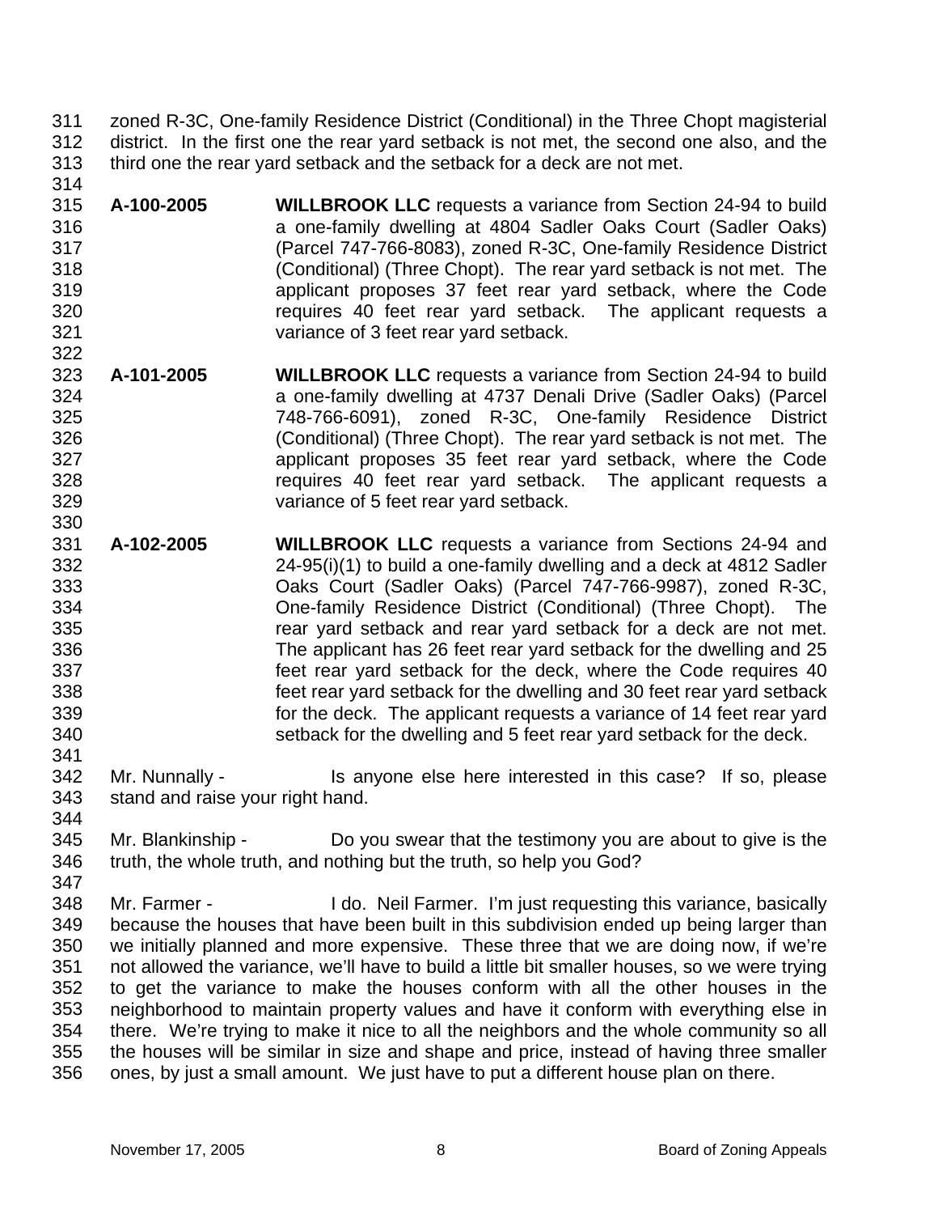zoned R-3C, One-family Residence District (Conditional) in the Three Chopt magisterial district. In the first one the rear yard setback is not met, the second one also, and the third one the rear yard setback and the setback for a deck are not met.

**A-100-2005** **WILLBROOK LLC** requests a variance from Section 24-94 to build a one-family dwelling at 4804 Sadler Oaks Court (Sadler Oaks) (Parcel 747-766-8083), zoned R-3C, One-family Residence District (Conditional) (Three Chopt). The rear yard setback is not met. The applicant proposes 37 feet rear yard setback, where the Code requires 40 feet rear yard setback. The applicant requests a variance of 3 feet rear yard setback.

**A-101-2005** **WILLBROOK LLC** requests a variance from Section 24-94 to build a one-family dwelling at 4737 Denali Drive (Sadler Oaks) (Parcel 748-766-6091), zoned R-3C, One-family Residence District (Conditional) (Three Chopt). The rear yard setback is not met. The applicant proposes 35 feet rear yard setback, where the Code requires 40 feet rear yard setback. The applicant requests a variance of 5 feet rear yard setback.

**A-102-2005** **WILLBROOK LLC** requests a variance from Sections 24-94 and 24-95(i)(1) to build a one-family dwelling and a deck at 4812 Sadler Oaks Court (Sadler Oaks) (Parcel 747-766-9987), zoned R-3C, One-family Residence District (Conditional) (Three Chopt). The rear yard setback and rear yard setback for a deck are not met. The applicant has 26 feet rear yard setback for the dwelling and 25 feet rear yard setback for the deck, where the Code requires 40 feet rear yard setback for the dwelling and 30 feet rear yard setback for the deck. The applicant requests a variance of 14 feet rear yard setback for the dwelling and 5 feet rear yard setback for the deck.

Mr. Nunnally - Is anyone else here interested in this case? If so, please stand and raise your right hand.

Mr. Blankinship - Do you swear that the testimony you are about to give is the truth, the whole truth, and nothing but the truth, so help you God?

Mr. Farmer - I do. Neil Farmer. I'm just requesting this variance, basically because the houses that have been built in this subdivision ended up being larger than we initially planned and more expensive. These three that we are doing now, if we're not allowed the variance, we'll have to build a little bit smaller houses, so we were trying to get the variance to make the houses conform with all the other houses in the neighborhood to maintain property values and have it conform with everything else in there. We're trying to make it nice to all the neighbors and the whole community so all the houses will be similar in size and shape and price, instead of having three smaller ones, by just a small amount. We just have to put a different house plan on there.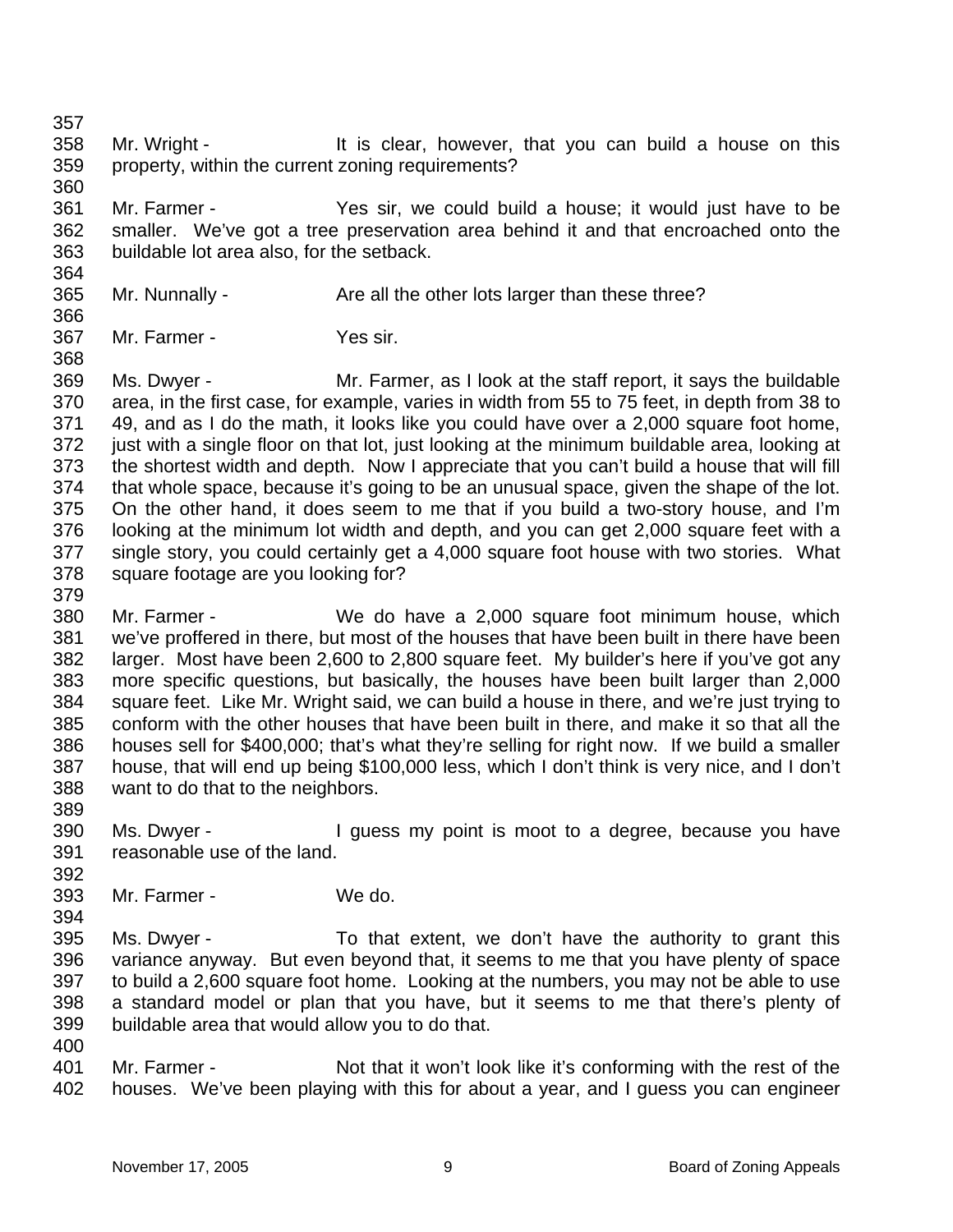Mr. Wright - It is clear, however, that you can build a house on this property, within the current zoning requirements?

Mr. Farmer - Yes sir, we could build a house; it would just have to be smaller. We've got a tree preservation area behind it and that encroached onto the buildable lot area also, for the setback.

Mr. Nunnally - Are all the other lots larger than these three?

Mr. Farmer - Yes sir.

Ms. Dwyer - Mr. Farmer, as I look at the staff report, it says the buildable area, in the first case, for example, varies in width from 55 to 75 feet, in depth from 38 to 49, and as I do the math, it looks like you could have over a 2,000 square foot home, just with a single floor on that lot, just looking at the minimum buildable area, looking at the shortest width and depth. Now I appreciate that you can't build a house that will fill that whole space, because it's going to be an unusual space, given the shape of the lot. On the other hand, it does seem to me that if you build a two-story house, and I'm looking at the minimum lot width and depth, and you can get 2,000 square feet with a single story, you could certainly get a 4,000 square foot house with two stories. What square footage are you looking for?

Mr. Farmer - We do have a 2,000 square foot minimum house, which we've proffered in there, but most of the houses that have been built in there have been larger. Most have been 2,600 to 2,800 square feet. My builder's here if you've got any more specific questions, but basically, the houses have been built larger than 2,000 square feet. Like Mr. Wright said, we can build a house in there, and we're just trying to conform with the other houses that have been built in there, and make it so that all the houses sell for $400,000; that's what they're selling for right now. If we build a smaller house, that will end up being $100,000 less, which I don't think is very nice, and I don't want to do that to the neighbors.

Ms. Dwyer - I guess my point is moot to a degree, because you have reasonable use of the land.

Mr. Farmer - We do.

Ms. Dwyer - To that extent, we don't have the authority to grant this variance anyway. But even beyond that, it seems to me that you have plenty of space to build a 2,600 square foot home. Looking at the numbers, you may not be able to use a standard model or plan that you have, but it seems to me that there's plenty of buildable area that would allow you to do that.

Mr. Farmer - Not that it won't look like it's conforming with the rest of the houses. We've been playing with this for about a year, and I guess you can engineer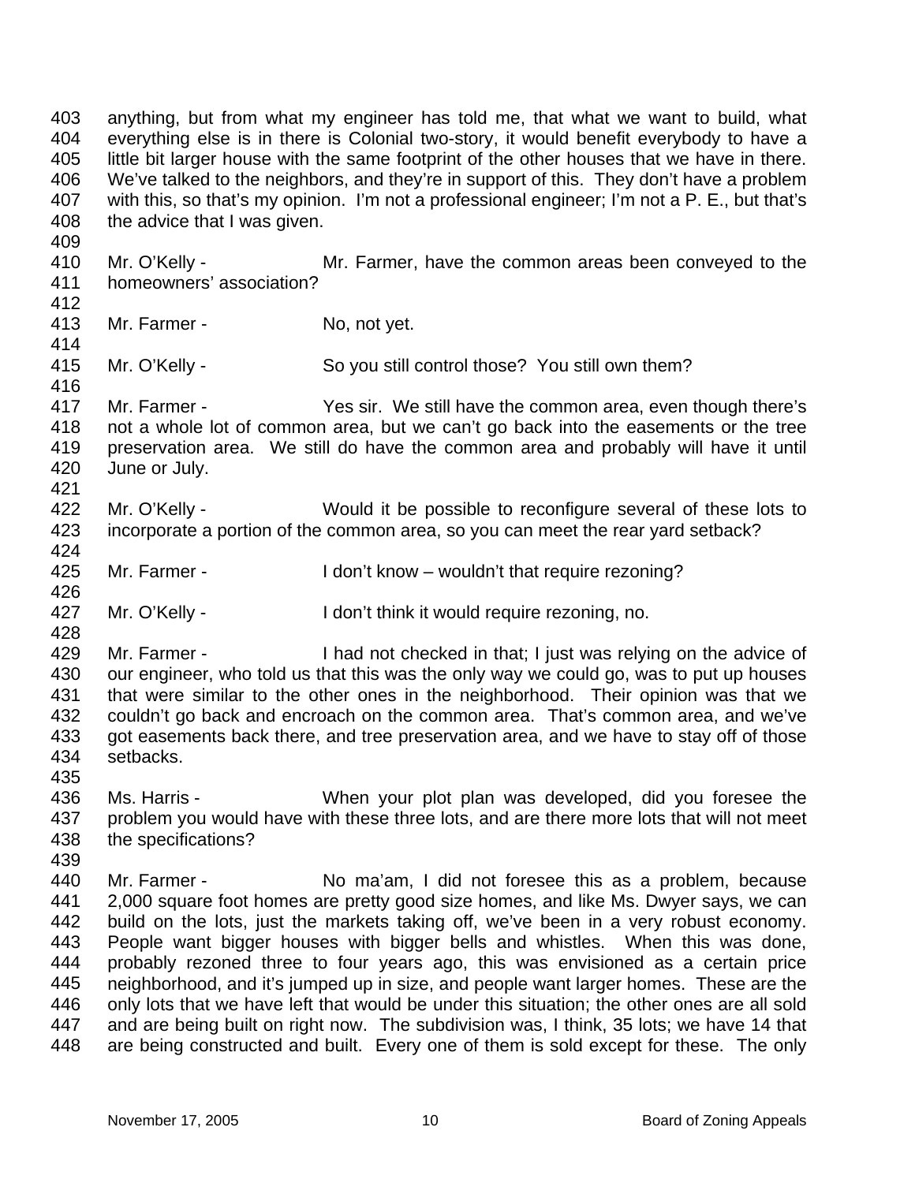anything, but from what my engineer has told me, that what we want to build, what everything else is in there is Colonial two-story, it would benefit everybody to have a little bit larger house with the same footprint of the other houses that we have in there. We've talked to the neighbors, and they're in support of this. They don't have a problem with this, so that's my opinion. I'm not a professional engineer; I'm not a P. E., but that's the advice that I was given.

Mr. O'Kelly - Mr. Farmer, have the common areas been conveyed to the homeowners' association?

Mr. Farmer - No, not yet.

Mr. O'Kelly - So you still control those? You still own them?

Mr. Farmer - Yes sir. We still have the common area, even though there's not a whole lot of common area, but we can't go back into the easements or the tree preservation area. We still do have the common area and probably will have it until June or July.

Mr. O'Kelly - Would it be possible to reconfigure several of these lots to incorporate a portion of the common area, so you can meet the rear yard setback?

Mr. Farmer - I don't know – wouldn't that require rezoning?

Mr. O'Kelly - I don't think it would require rezoning, no.

Mr. Farmer - I had not checked in that; I just was relying on the advice of our engineer, who told us that this was the only way we could go, was to put up houses that were similar to the other ones in the neighborhood. Their opinion was that we couldn't go back and encroach on the common area. That's common area, and we've got easements back there, and tree preservation area, and we have to stay off of those setbacks.

Ms. Harris - When your plot plan was developed, did you foresee the problem you would have with these three lots, and are there more lots that will not meet the specifications?

Mr. Farmer - No ma'am, I did not foresee this as a problem, because 2,000 square foot homes are pretty good size homes, and like Ms. Dwyer says, we can build on the lots, just the markets taking off, we've been in a very robust economy. People want bigger houses with bigger bells and whistles. When this was done, probably rezoned three to four years ago, this was envisioned as a certain price neighborhood, and it's jumped up in size, and people want larger homes. These are the only lots that we have left that would be under this situation; the other ones are all sold and are being built on right now. The subdivision was, I think, 35 lots; we have 14 that are being constructed and built. Every one of them is sold except for these. The only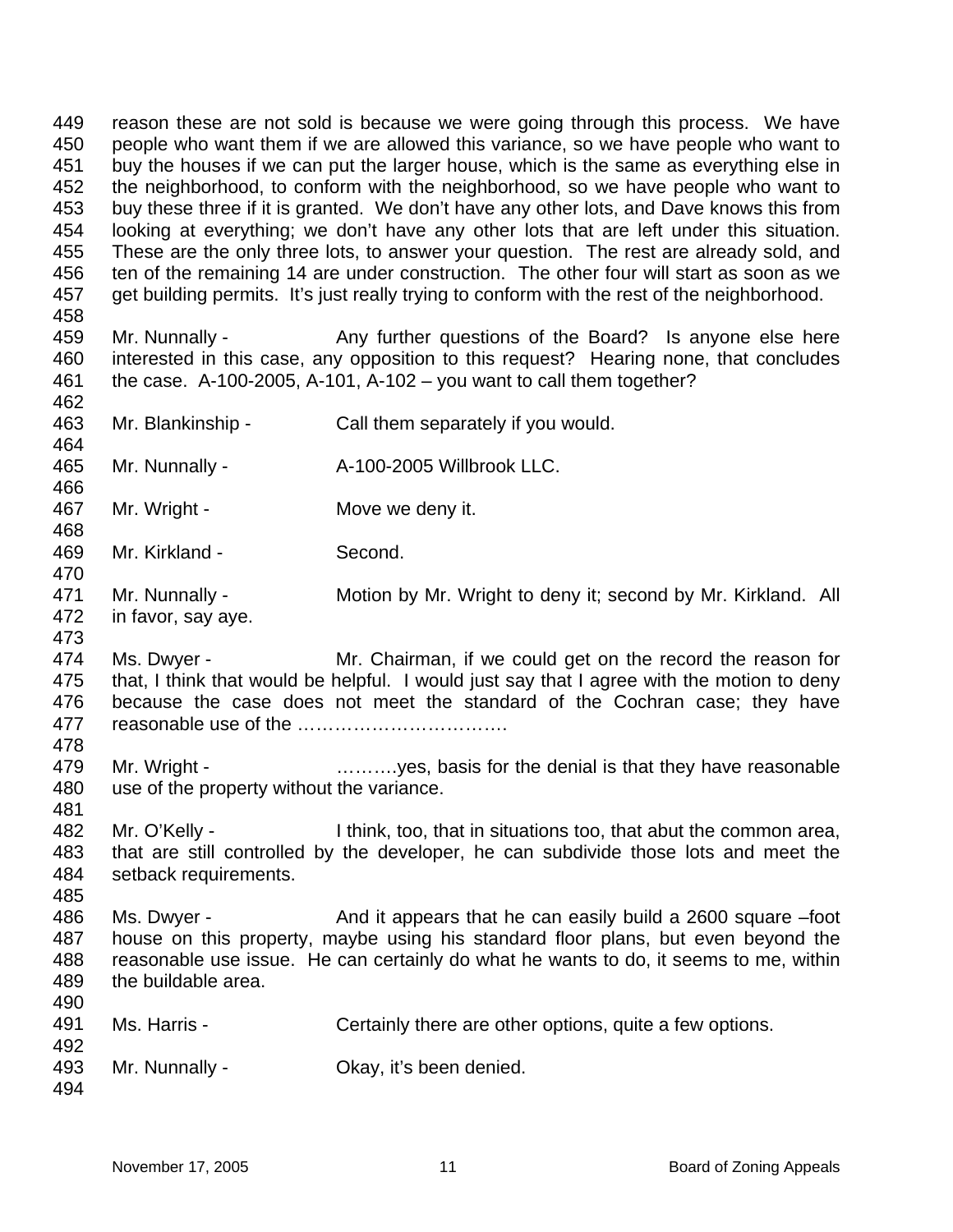449 reason these are not sold is because we were going through this process. We have
450 people who want them if we are allowed this variance, so we have people who want to
451 buy the houses if we can put the larger house, which is the same as everything else in
452 the neighborhood, to conform with the neighborhood, so we have people who want to
453 buy these three if it is granted. We don't have any other lots, and Dave knows this from
454 looking at everything; we don't have any other lots that are left under this situation.
455 These are the only three lots, to answer your question. The rest are already sold, and
456 ten of the remaining 14 are under construction. The other four will start as soon as we
457 get building permits. It's just really trying to conform with the rest of the neighborhood.
458
459 Mr. Nunnally - Any further questions of the Board? Is anyone else here
460 interested in this case, any opposition to this request? Hearing none, that concludes
461 the case. A-100-2005, A-101, A-102 – you want to call them together?
462
463 Mr. Blankinship - Call them separately if you would.
464
465 Mr. Nunnally - A-100-2005 Willbrook LLC.
466
467 Mr. Wright - Move we deny it.
468
469 Mr. Kirkland - Second.
470
471 Mr. Nunnally - Motion by Mr. Wright to deny it; second by Mr. Kirkland. All
472 in favor, say aye.
473
474 Ms. Dwyer - Mr. Chairman, if we could get on the record the reason for
475 that, I think that would be helpful. I would just say that I agree with the motion to deny
476 because the case does not meet the standard of the Cochran case; they have
477 reasonable use of the …………………………….
478
479 Mr. Wright - ……….yes, basis for the denial is that they have reasonable
480 use of the property without the variance.
481
482 Mr. O'Kelly - I think, too, that in situations too, that abut the common area,
483 that are still controlled by the developer, he can subdivide those lots and meet the
484 setback requirements.
485
486 Ms. Dwyer - And it appears that he can easily build a 2600 square –foot
487 house on this property, maybe using his standard floor plans, but even beyond the
488 reasonable use issue. He can certainly do what he wants to do, it seems to me, within
489 the buildable area.
490
491 Ms. Harris - Certainly there are other options, quite a few options.
492
493 Mr. Nunnally - Okay, it's been denied.
494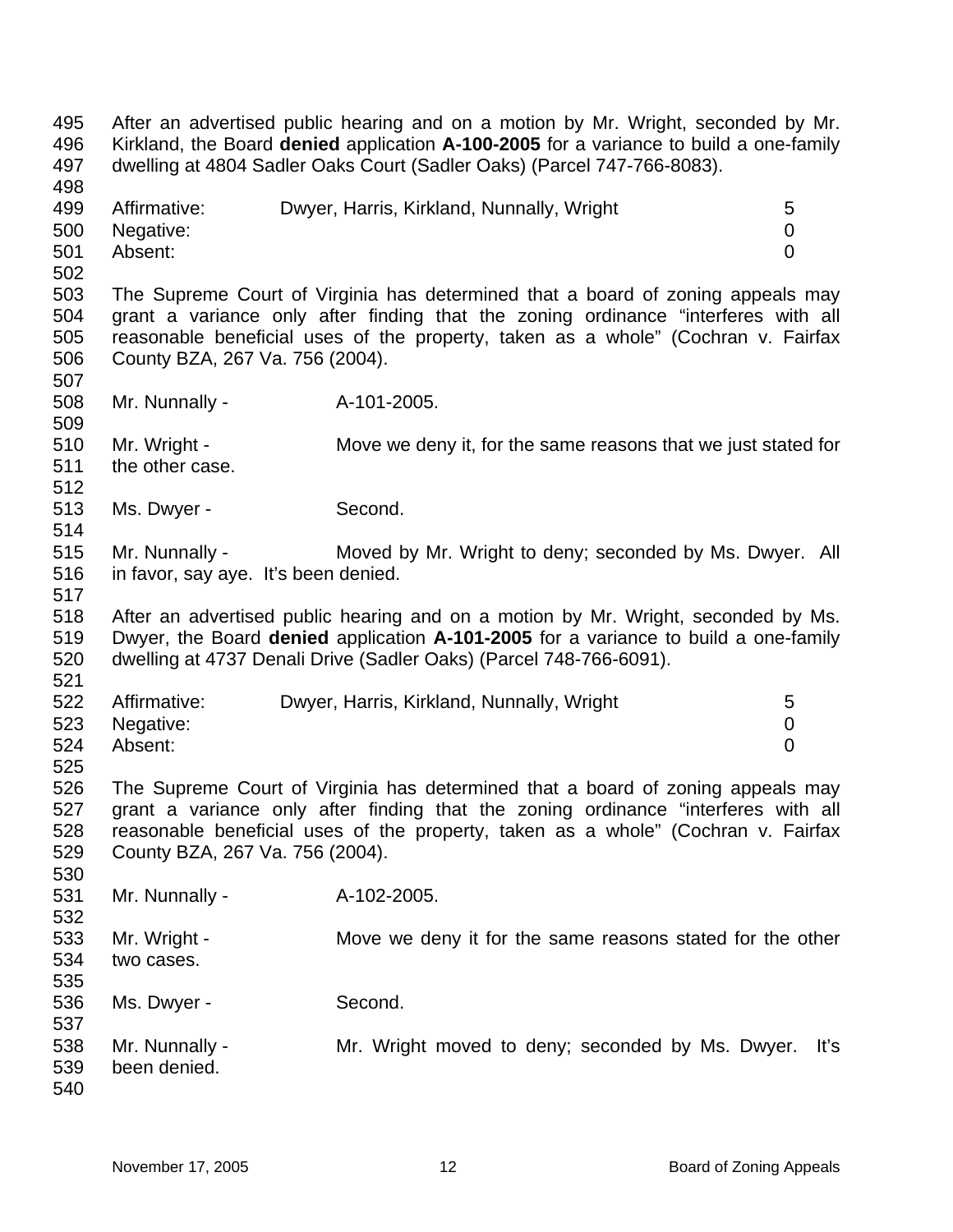After an advertised public hearing and on a motion by Mr. Wright, seconded by Mr. Kirkland, the Board **denied** application **A-100-2005** for a variance to build a one-family dwelling at 4804 Sadler Oaks Court (Sadler Oaks) (Parcel 747-766-8083).

| | | |
|---|---|---|
| Affirmative: | Dwyer, Harris, Kirkland, Nunnally, Wright | 5 |
| Negative: | | 0 |
| Absent: | | 0 |

The Supreme Court of Virginia has determined that a board of zoning appeals may grant a variance only after finding that the zoning ordinance "interferes with all reasonable beneficial uses of the property, taken as a whole" (Cochran v. Fairfax County BZA, 267 Va. 756 (2004).

Mr. Nunnally - A-101-2005.

Mr. Wright - Move we deny it, for the same reasons that we just stated for the other case.

Ms. Dwyer - Second.

Mr. Nunnally - Moved by Mr. Wright to deny; seconded by Ms. Dwyer. All in favor, say aye. It's been denied.

After an advertised public hearing and on a motion by Mr. Wright, seconded by Ms. Dwyer, the Board **denied** application **A-101-2005** for a variance to build a one-family dwelling at 4737 Denali Drive (Sadler Oaks) (Parcel 748-766-6091).

| | | |
|---|---|---|
| Affirmative: | Dwyer, Harris, Kirkland, Nunnally, Wright | 5 |
| Negative: | | 0 |
| Absent: | | 0 |

The Supreme Court of Virginia has determined that a board of zoning appeals may grant a variance only after finding that the zoning ordinance "interferes with all reasonable beneficial uses of the property, taken as a whole" (Cochran v. Fairfax County BZA, 267 Va. 756 (2004).

Mr. Nunnally - A-102-2005.

Mr. Wright - Move we deny it for the same reasons stated for the other two cases.

Ms. Dwyer - Second.

Mr. Nunnally - Mr. Wright moved to deny; seconded by Ms. Dwyer. It's been denied.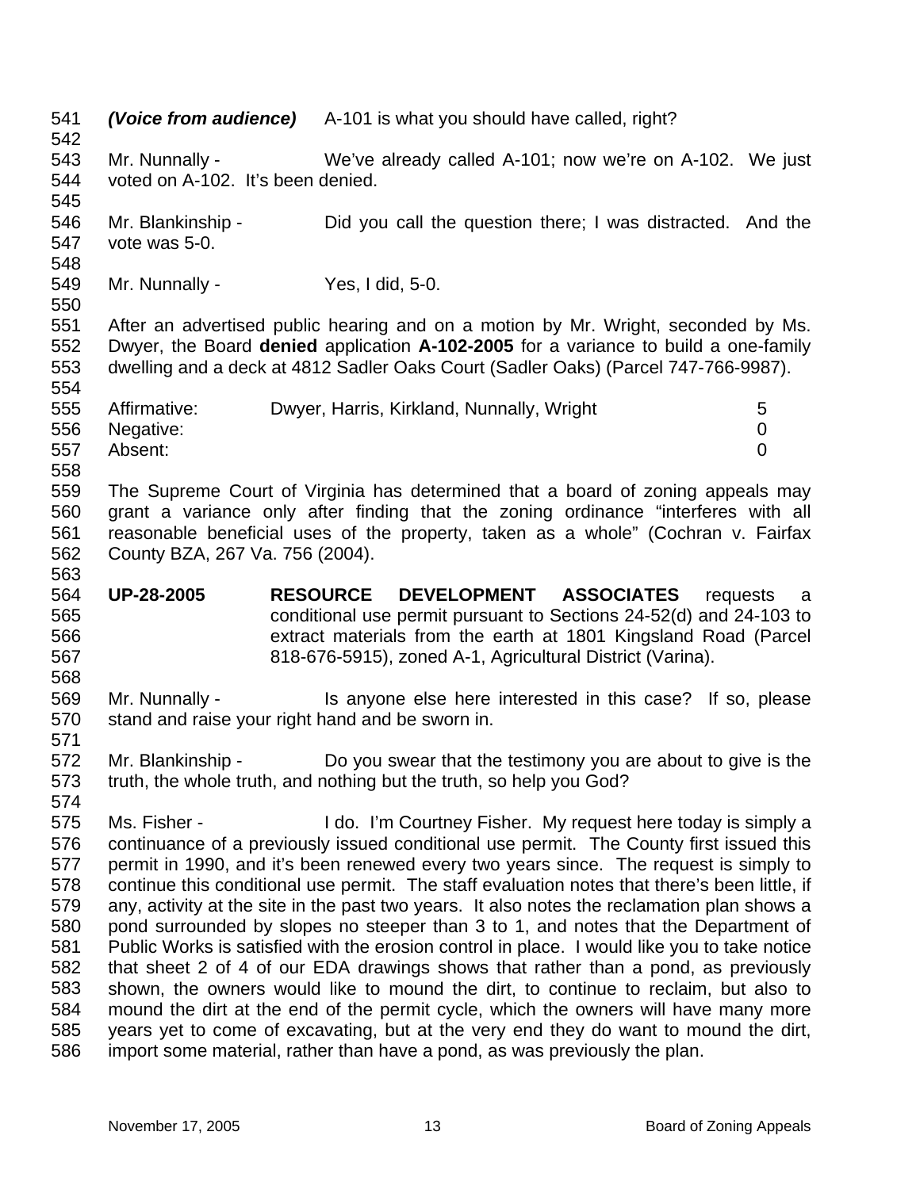***(Voice from audience)*** A-101 is what you should have called, right?

Mr. Nunnally - We've already called A-101; now we're on A-102. We just voted on A-102. It's been denied.

Mr. Blankinship - Did you call the question there; I was distracted. And the vote was 5-0.

Mr. Nunnally - Yes, I did, 5-0.

After an advertised public hearing and on a motion by Mr. Wright, seconded by Ms. Dwyer, the Board **denied** application **A-102-2005** for a variance to build a one-family dwelling and a deck at 4812 Sadler Oaks Court (Sadler Oaks) (Parcel 747-766-9987).

| | | |
|---|---|---|
| Affirmative: | Dwyer, Harris, Kirkland, Nunnally, Wright | 5 |
| Negative: | | 0 |
| Absent: | | 0 |

The Supreme Court of Virginia has determined that a board of zoning appeals may grant a variance only after finding that the zoning ordinance "interferes with all reasonable beneficial uses of the property, taken as a whole" (Cochran v. Fairfax County BZA, 267 Va. 756 (2004).

**UP-28-2005** **RESOURCE DEVELOPMENT ASSOCIATES** requests a conditional use permit pursuant to Sections 24-52(d) and 24-103 to extract materials from the earth at 1801 Kingsland Road (Parcel 818-676-5915), zoned A-1, Agricultural District (Varina).

Mr. Nunnally - Is anyone else here interested in this case? If so, please stand and raise your right hand and be sworn in.

Mr. Blankinship - Do you swear that the testimony you are about to give is the truth, the whole truth, and nothing but the truth, so help you God?

Ms. Fisher - I do. I'm Courtney Fisher. My request here today is simply a continuance of a previously issued conditional use permit. The County first issued this permit in 1990, and it's been renewed every two years since. The request is simply to continue this conditional use permit. The staff evaluation notes that there's been little, if any, activity at the site in the past two years. It also notes the reclamation plan shows a pond surrounded by slopes no steeper than 3 to 1, and notes that the Department of Public Works is satisfied with the erosion control in place. I would like you to take notice that sheet 2 of 4 of our EDA drawings shows that rather than a pond, as previously shown, the owners would like to mound the dirt, to continue to reclaim, but also to mound the dirt at the end of the permit cycle, which the owners will have many more years yet to come of excavating, but at the very end they do want to mound the dirt, import some material, rather than have a pond, as was previously the plan.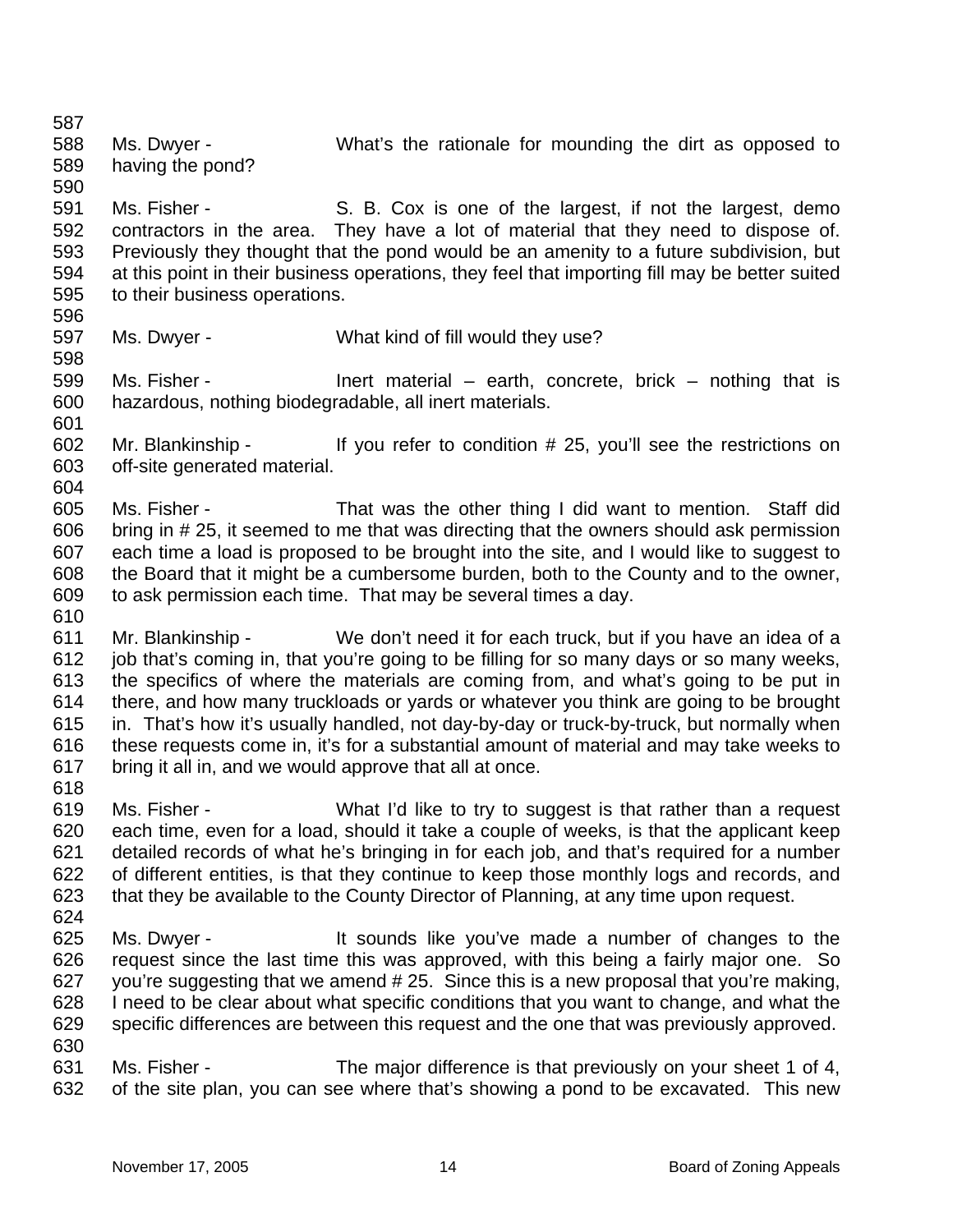Ms. Dwyer - What's the rationale for mounding the dirt as opposed to having the pond?

Ms. Fisher - S. B. Cox is one of the largest, if not the largest, demo contractors in the area. They have a lot of material that they need to dispose of. Previously they thought that the pond would be an amenity to a future subdivision, but at this point in their business operations, they feel that importing fill may be better suited to their business operations.

Ms. Dwyer - What kind of fill would they use?

Ms. Fisher - Inert material – earth, concrete, brick – nothing that is hazardous, nothing biodegradable, all inert materials.

Mr. Blankinship - If you refer to condition # 25, you'll see the restrictions on off-site generated material.

Ms. Fisher - That was the other thing I did want to mention. Staff did bring in # 25, it seemed to me that was directing that the owners should ask permission each time a load is proposed to be brought into the site, and I would like to suggest to the Board that it might be a cumbersome burden, both to the County and to the owner, to ask permission each time. That may be several times a day.

Mr. Blankinship - We don't need it for each truck, but if you have an idea of a job that's coming in, that you're going to be filling for so many days or so many weeks, the specifics of where the materials are coming from, and what's going to be put in there, and how many truckloads or yards or whatever you think are going to be brought in. That's how it's usually handled, not day-by-day or truck-by-truck, but normally when these requests come in, it's for a substantial amount of material and may take weeks to bring it all in, and we would approve that all at once.

Ms. Fisher - What I'd like to try to suggest is that rather than a request each time, even for a load, should it take a couple of weeks, is that the applicant keep detailed records of what he's bringing in for each job, and that's required for a number of different entities, is that they continue to keep those monthly logs and records, and that they be available to the County Director of Planning, at any time upon request.

Ms. Dwyer - It sounds like you've made a number of changes to the request since the last time this was approved, with this being a fairly major one. So you're suggesting that we amend # 25. Since this is a new proposal that you're making, I need to be clear about what specific conditions that you want to change, and what the specific differences are between this request and the one that was previously approved.

Ms. Fisher - The major difference is that previously on your sheet 1 of 4, of the site plan, you can see where that's showing a pond to be excavated. This new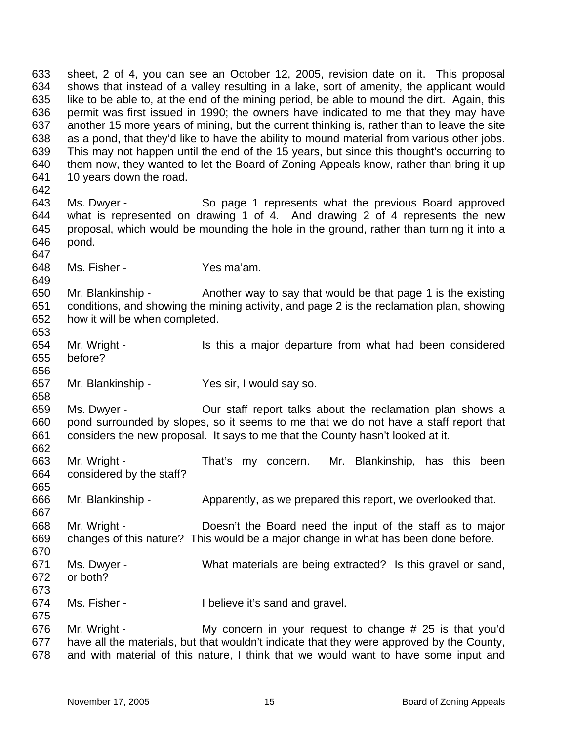sheet, 2 of 4, you can see an October 12, 2005, revision date on it. This proposal shows that instead of a valley resulting in a lake, sort of amenity, the applicant would like to be able to, at the end of the mining period, be able to mound the dirt. Again, this permit was first issued in 1990; the owners have indicated to me that they may have another 15 more years of mining, but the current thinking is, rather than to leave the site as a pond, that they'd like to have the ability to mound material from various other jobs. This may not happen until the end of the 15 years, but since this thought's occurring to them now, they wanted to let the Board of Zoning Appeals know, rather than bring it up 10 years down the road.

Ms. Dwyer - So page 1 represents what the previous Board approved what is represented on drawing 1 of 4. And drawing 2 of 4 represents the new proposal, which would be mounding the hole in the ground, rather than turning it into a pond.

Ms. Fisher - Yes ma'am.

Mr. Blankinship - Another way to say that would be that page 1 is the existing conditions, and showing the mining activity, and page 2 is the reclamation plan, showing how it will be when completed.

Mr. Wright - Is this a major departure from what had been considered before?

Mr. Blankinship - Yes sir, I would say so.

Ms. Dwyer - Our staff report talks about the reclamation plan shows a pond surrounded by slopes, so it seems to me that we do not have a staff report that considers the new proposal. It says to me that the County hasn't looked at it.

Mr. Wright - That's my concern. Mr. Blankinship, has this been considered by the staff?

Mr. Blankinship - Apparently, as we prepared this report, we overlooked that.

Mr. Wright - Doesn't the Board need the input of the staff as to major changes of this nature? This would be a major change in what has been done before.

Ms. Dwyer - What materials are being extracted? Is this gravel or sand, or both?

Ms. Fisher - I believe it's sand and gravel.

Mr. Wright - My concern in your request to change # 25 is that you'd have all the materials, but that wouldn't indicate that they were approved by the County, and with material of this nature, I think that we would want to have some input and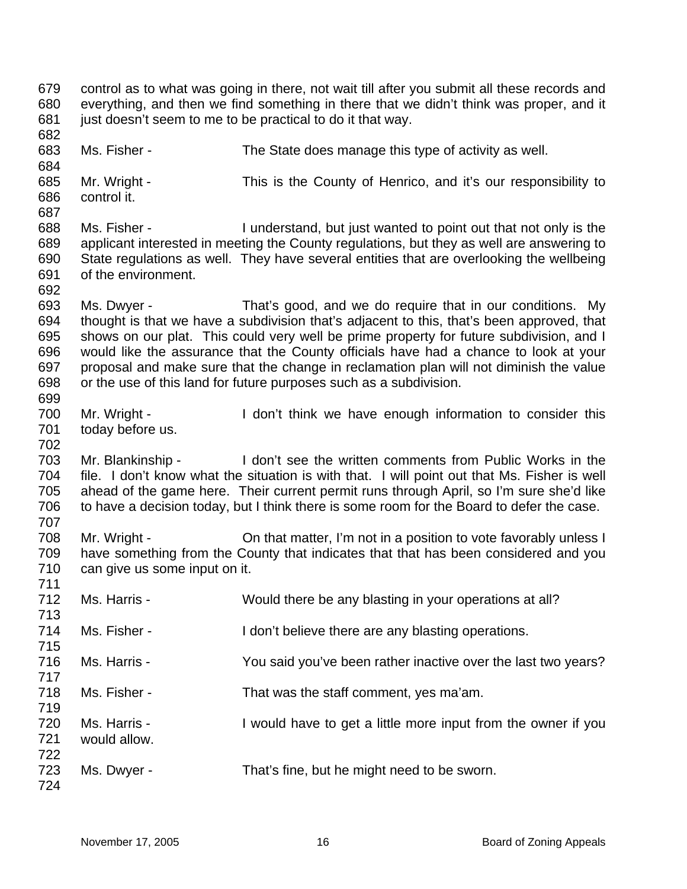control as to what was going in there, not wait till after you submit all these records and everything, and then we find something in there that we didn't think was proper, and it just doesn't seem to me to be practical to do it that way.

Ms. Fisher - The State does manage this type of activity as well.

Mr. Wright - This is the County of Henrico, and it's our responsibility to control it.

Ms. Fisher - I understand, but just wanted to point out that not only is the applicant interested in meeting the County regulations, but they as well are answering to State regulations as well. They have several entities that are overlooking the wellbeing of the environment.

Ms. Dwyer - That's good, and we do require that in our conditions. My thought is that we have a subdivision that's adjacent to this, that's been approved, that shows on our plat. This could very well be prime property for future subdivision, and I would like the assurance that the County officials have had a chance to look at your proposal and make sure that the change in reclamation plan will not diminish the value or the use of this land for future purposes such as a subdivision.

Mr. Wright - I don't think we have enough information to consider this today before us.

Mr. Blankinship - I don't see the written comments from Public Works in the file. I don't know what the situation is with that. I will point out that Ms. Fisher is well ahead of the game here. Their current permit runs through April, so I'm sure she'd like to have a decision today, but I think there is some room for the Board to defer the case.

Mr. Wright - On that matter, I'm not in a position to vote favorably unless I have something from the County that indicates that that has been considered and you can give us some input on it.

Ms. Harris - Would there be any blasting in your operations at all?

Ms. Fisher - I don't believe there are any blasting operations.

Ms. Harris - You said you've been rather inactive over the last two years?

Ms. Fisher - That was the staff comment, yes ma'am.

Ms. Harris - I would have to get a little more input from the owner if you would allow.

Ms. Dwyer - That's fine, but he might need to be sworn.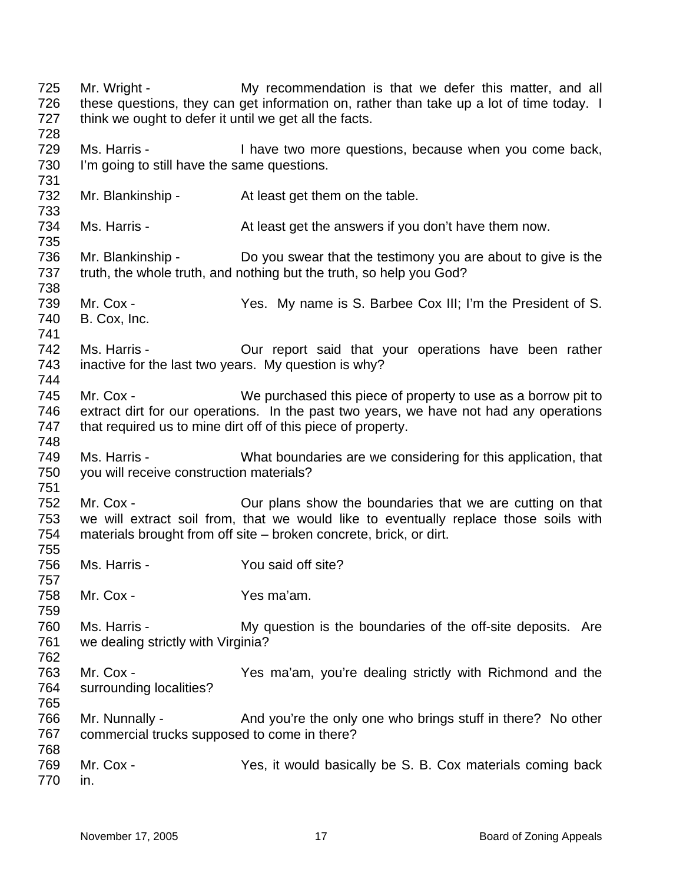725 Mr. Wright - My recommendation is that we defer this matter, and all
726 these questions, they can get information on, rather than take up a lot of time today. I
727 think we ought to defer it until we get all the facts.
728
729 Ms. Harris - I have two more questions, because when you come back,
730 I'm going to still have the same questions.
731
732 Mr. Blankinship - At least get them on the table.
733
734 Ms. Harris - At least get the answers if you don't have them now.
735
736 Mr. Blankinship - Do you swear that the testimony you are about to give is the
737 truth, the whole truth, and nothing but the truth, so help you God?
738
739 Mr. Cox - Yes. My name is S. Barbee Cox III; I'm the President of S.
740 B. Cox, Inc.
741
742 Ms. Harris - Our report said that your operations have been rather
743 inactive for the last two years. My question is why?
744
745 Mr. Cox - We purchased this piece of property to use as a borrow pit to
746 extract dirt for our operations. In the past two years, we have not had any operations
747 that required us to mine dirt off of this piece of property.
748
749 Ms. Harris - What boundaries are we considering for this application, that
750 you will receive construction materials?
751
752 Mr. Cox - Our plans show the boundaries that we are cutting on that
753 we will extract soil from, that we would like to eventually replace those soils with
754 materials brought from off site – broken concrete, brick, or dirt.
755
756 Ms. Harris - You said off site?
757
758 Mr. Cox - Yes ma'am.
759
760 Ms. Harris - My question is the boundaries of the off-site deposits. Are
761 we dealing strictly with Virginia?
762
763 Mr. Cox - Yes ma'am, you're dealing strictly with Richmond and the
764 surrounding localities?
765
766 Mr. Nunnally - And you're the only one who brings stuff in there? No other
767 commercial trucks supposed to come in there?
768
769 Mr. Cox - Yes, it would basically be S. B. Cox materials coming back
770 in.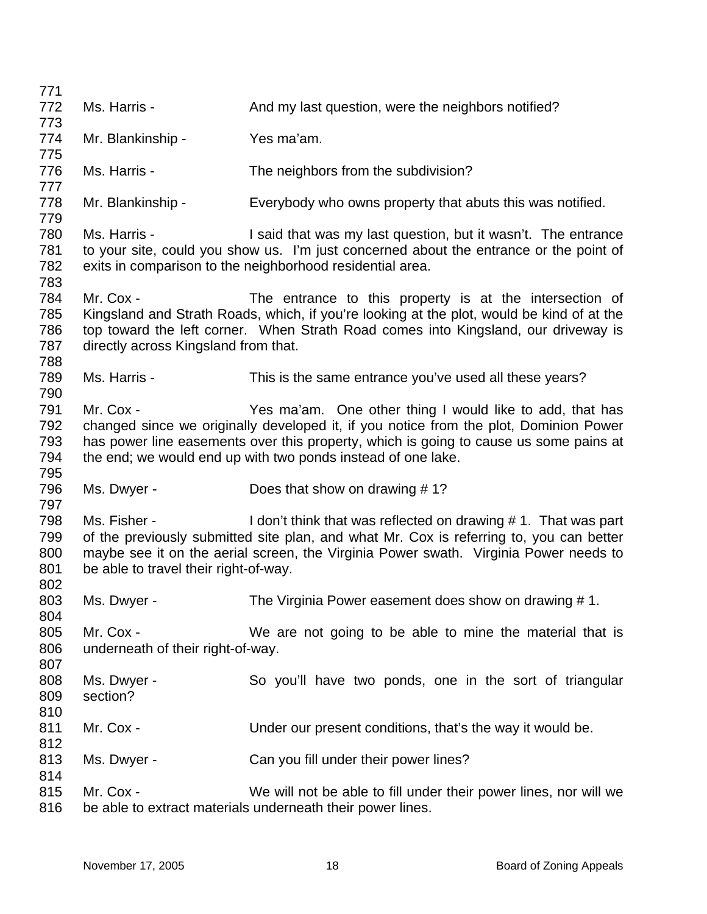771
772 Ms. Harris - And my last question, were the neighbors notified?
773
774 Mr. Blankinship - Yes ma'am.
775
776 Ms. Harris - The neighbors from the subdivision?
777
778 Mr. Blankinship - Everybody who owns property that abuts this was notified.
779
780 Ms. Harris - I said that was my last question, but it wasn't. The entrance
781 to your site, could you show us. I'm just concerned about the entrance or the point of
782 exits in comparison to the neighborhood residential area.
783
784 Mr. Cox - The entrance to this property is at the intersection of
785 Kingsland and Strath Roads, which, if you're looking at the plot, would be kind of at the
786 top toward the left corner. When Strath Road comes into Kingsland, our driveway is
787 directly across Kingsland from that.
788
789 Ms. Harris - This is the same entrance you've used all these years?
790
791 Mr. Cox - Yes ma'am. One other thing I would like to add, that has
792 changed since we originally developed it, if you notice from the plot, Dominion Power
793 has power line easements over this property, which is going to cause us some pains at
794 the end; we would end up with two ponds instead of one lake.
795
796 Ms. Dwyer - Does that show on drawing # 1?
797
798 Ms. Fisher - I don't think that was reflected on drawing # 1. That was part
799 of the previously submitted site plan, and what Mr. Cox is referring to, you can better
800 maybe see it on the aerial screen, the Virginia Power swath. Virginia Power needs to
801 be able to travel their right-of-way.
802
803 Ms. Dwyer - The Virginia Power easement does show on drawing # 1.
804
805 Mr. Cox - We are not going to be able to mine the material that is
806 underneath of their right-of-way.
807
808 Ms. Dwyer - So you'll have two ponds, one in the sort of triangular
809 section?
810
811 Mr. Cox - Under our present conditions, that's the way it would be.
812
813 Ms. Dwyer - Can you fill under their power lines?
814
815 Mr. Cox - We will not be able to fill under their power lines, nor will we
816 be able to extract materials underneath their power lines.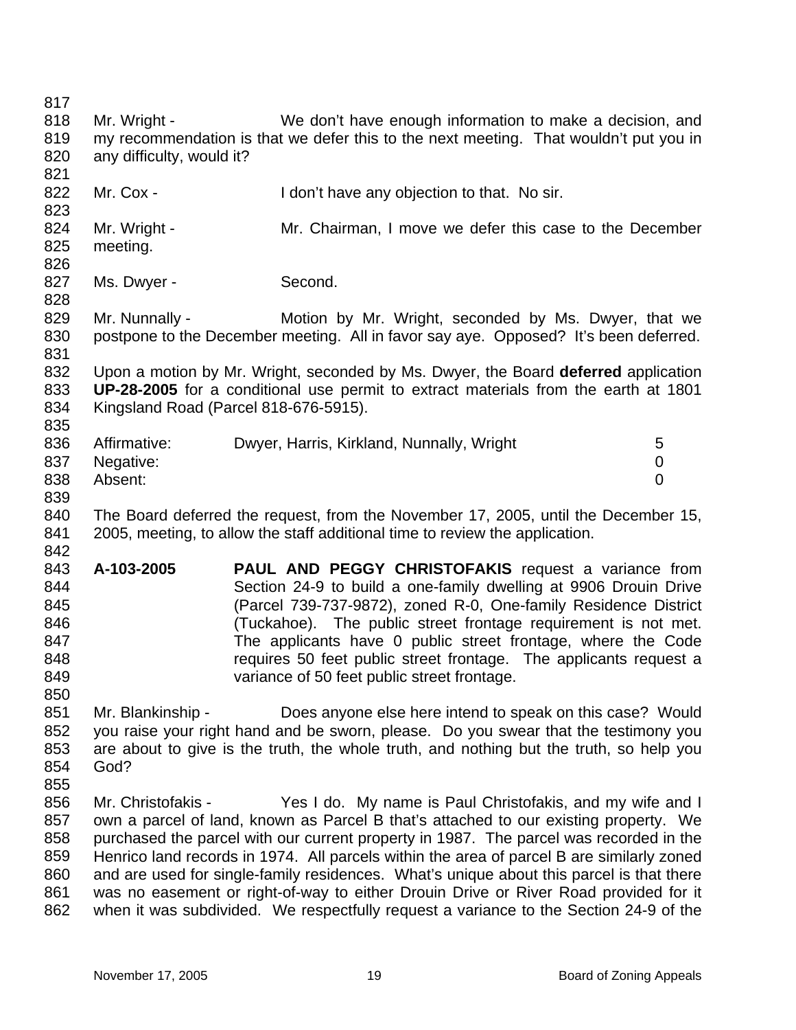Mr. Wright - We don't have enough information to make a decision, and my recommendation is that we defer this to the next meeting. That wouldn't put you in any difficulty, would it?

Mr. Cox - I don't have any objection to that. No sir.

Mr. Wright - Mr. Chairman, I move we defer this case to the December meeting.

Ms. Dwyer - Second.

Mr. Nunnally - Motion by Mr. Wright, seconded by Ms. Dwyer, that we postpone to the December meeting. All in favor say aye. Opposed? It's been deferred.

Upon a motion by Mr. Wright, seconded by Ms. Dwyer, the Board **deferred** application **UP-28-2005** for a conditional use permit to extract materials from the earth at 1801 Kingsland Road (Parcel 818-676-5915).

| | | |
|---|---|---|
| Affirmative: | Dwyer, Harris, Kirkland, Nunnally, Wright | 5 |
| Negative: | | 0 |
| Absent: | | 0 |

The Board deferred the request, from the November 17, 2005, until the December 15, 2005, meeting, to allow the staff additional time to review the application.

**A-103-2005** **PAUL AND PEGGY CHRISTOFAKIS** request a variance from Section 24-9 to build a one-family dwelling at 9906 Drouin Drive (Parcel 739-737-9872), zoned R-0, One-family Residence District (Tuckahoe). The public street frontage requirement is not met. The applicants have 0 public street frontage, where the Code requires 50 feet public street frontage. The applicants request a variance of 50 feet public street frontage.

Mr. Blankinship - Does anyone else here intend to speak on this case? Would you raise your right hand and be sworn, please. Do you swear that the testimony you are about to give is the truth, the whole truth, and nothing but the truth, so help you God?

Mr. Christofakis - Yes I do. My name is Paul Christofakis, and my wife and I own a parcel of land, known as Parcel B that's attached to our existing property. We purchased the parcel with our current property in 1987. The parcel was recorded in the Henrico land records in 1974. All parcels within the area of parcel B are similarly zoned and are used for single-family residences. What's unique about this parcel is that there was no easement or right-of-way to either Drouin Drive or River Road provided for it when it was subdivided. We respectfully request a variance to the Section 24-9 of the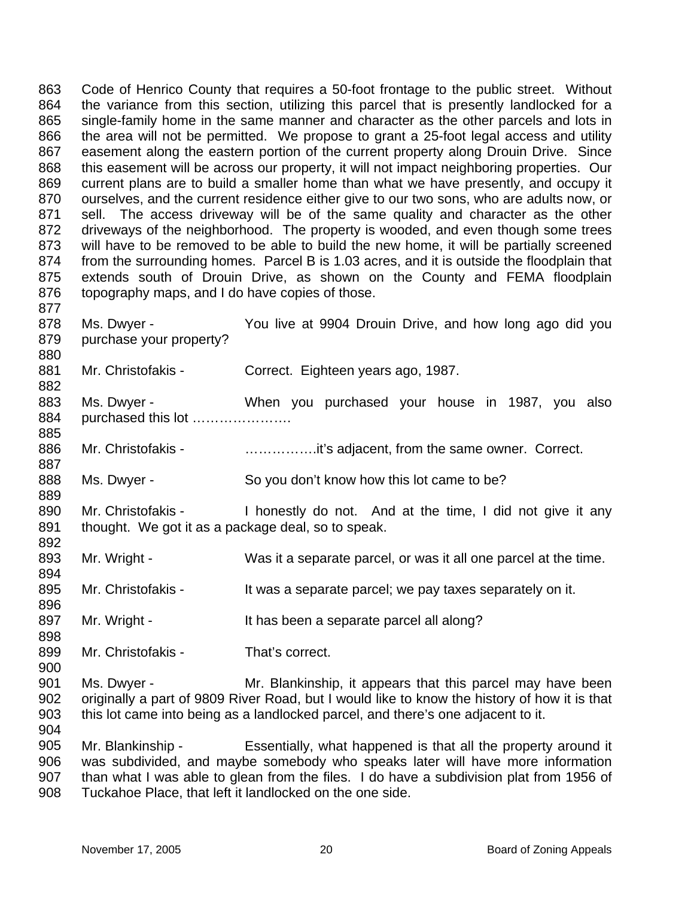Code of Henrico County that requires a 50-foot frontage to the public street. Without the variance from this section, utilizing this parcel that is presently landlocked for a single-family home in the same manner and character as the other parcels and lots in the area will not be permitted. We propose to grant a 25-foot legal access and utility easement along the eastern portion of the current property along Drouin Drive. Since this easement will be across our property, it will not impact neighboring properties. Our current plans are to build a smaller home than what we have presently, and occupy it ourselves, and the current residence either give to our two sons, who are adults now, or sell. The access driveway will be of the same quality and character as the other driveways of the neighborhood. The property is wooded, and even though some trees will have to be removed to be able to build the new home, it will be partially screened from the surrounding homes. Parcel B is 1.03 acres, and it is outside the floodplain that extends south of Drouin Drive, as shown on the County and FEMA floodplain topography maps, and I do have copies of those.

Ms. Dwyer - You live at 9904 Drouin Drive, and how long ago did you purchase your property?

Mr. Christofakis - Correct. Eighteen years ago, 1987.

Ms. Dwyer - When you purchased your house in 1987, you also purchased this lot ………………….

Mr. Christofakis - …………….it's adjacent, from the same owner. Correct.

Ms. Dwyer - So you don't know how this lot came to be?

Mr. Christofakis - I honestly do not. And at the time, I did not give it any thought. We got it as a package deal, so to speak.

Mr. Wright - Was it a separate parcel, or was it all one parcel at the time.

Mr. Christofakis - It was a separate parcel; we pay taxes separately on it.

Mr. Wright - It has been a separate parcel all along?

Mr. Christofakis - That's correct.

Ms. Dwyer - Mr. Blankinship, it appears that this parcel may have been originally a part of 9809 River Road, but I would like to know the history of how it is that this lot came into being as a landlocked parcel, and there's one adjacent to it.

Mr. Blankinship - Essentially, what happened is that all the property around it was subdivided, and maybe somebody who speaks later will have more information than what I was able to glean from the files. I do have a subdivision plat from 1956 of Tuckahoe Place, that left it landlocked on the one side.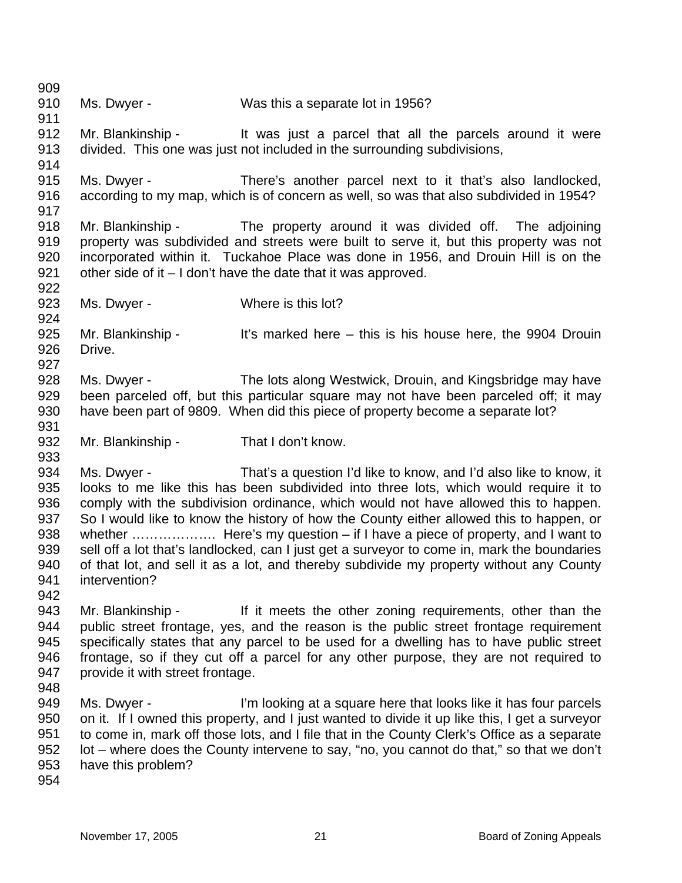Ms. Dwyer - Was this a separate lot in 1956?

Mr. Blankinship - It was just a parcel that all the parcels around it were divided. This one was just not included in the surrounding subdivisions,

Ms. Dwyer - There's another parcel next to it that's also landlocked, according to my map, which is of concern as well, so was that also subdivided in 1954?

Mr. Blankinship - The property around it was divided off. The adjoining property was subdivided and streets were built to serve it, but this property was not incorporated within it. Tuckahoe Place was done in 1956, and Drouin Hill is on the other side of it – I don't have the date that it was approved.

Ms. Dwyer - Where is this lot?

Mr. Blankinship - It's marked here – this is his house here, the 9904 Drouin Drive.

Ms. Dwyer - The lots along Westwick, Drouin, and Kingsbridge may have been parceled off, but this particular square may not have been parceled off; it may have been part of 9809. When did this piece of property become a separate lot?

Mr. Blankinship - That I don't know.

Ms. Dwyer - That's a question I'd like to know, and I'd also like to know, it looks to me like this has been subdivided into three lots, which would require it to comply with the subdivision ordinance, which would not have allowed this to happen. So I would like to know the history of how the County either allowed this to happen, or whether ………………. Here's my question – if I have a piece of property, and I want to sell off a lot that's landlocked, can I just get a surveyor to come in, mark the boundaries of that lot, and sell it as a lot, and thereby subdivide my property without any County intervention?

Mr. Blankinship - If it meets the other zoning requirements, other than the public street frontage, yes, and the reason is the public street frontage requirement specifically states that any parcel to be used for a dwelling has to have public street frontage, so if they cut off a parcel for any other purpose, they are not required to provide it with street frontage.

Ms. Dwyer - I'm looking at a square here that looks like it has four parcels on it. If I owned this property, and I just wanted to divide it up like this, I get a surveyor to come in, mark off those lots, and I file that in the County Clerk's Office as a separate lot – where does the County intervene to say, "no, you cannot do that," so that we don't have this problem?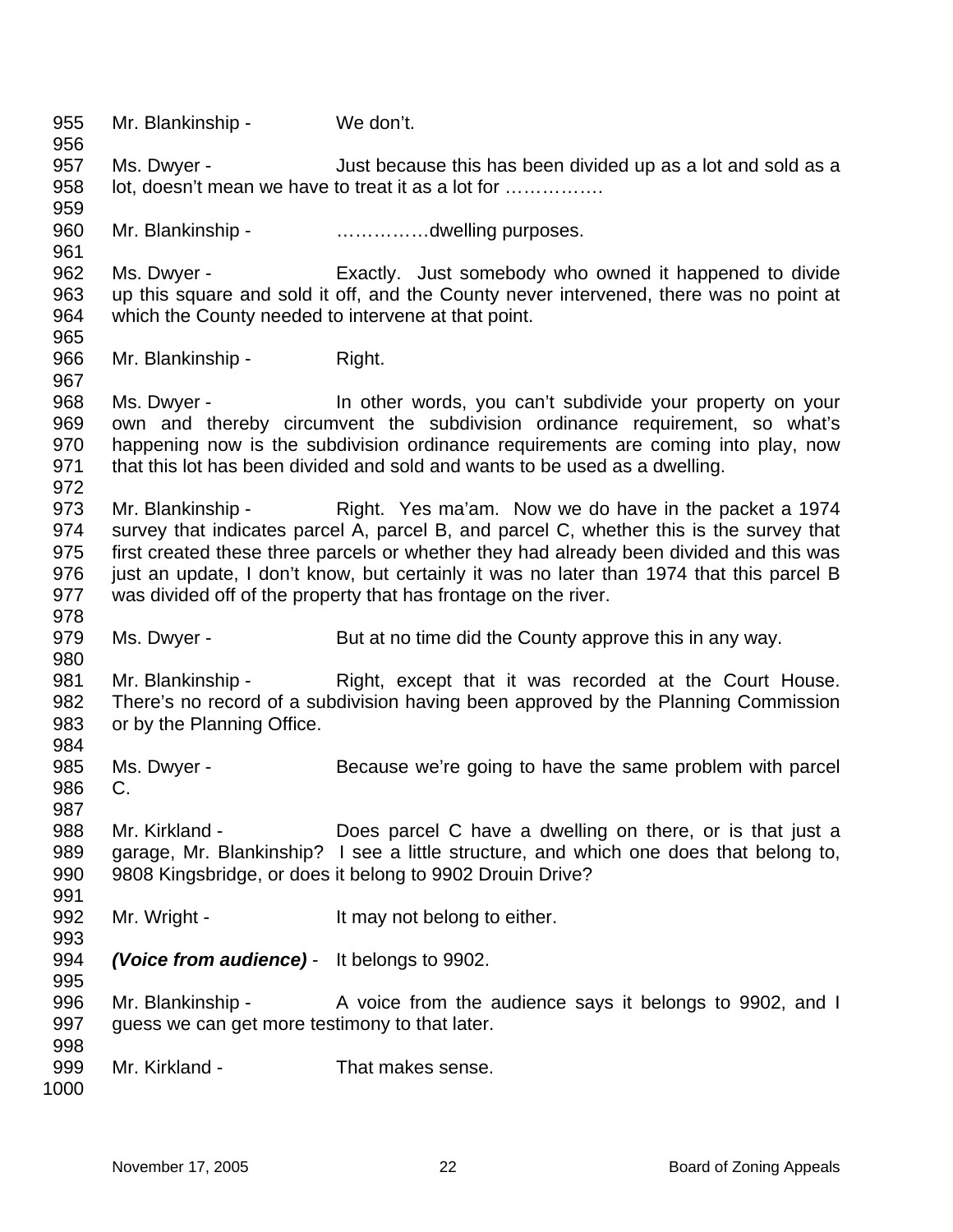Mr. Blankinship - We don't.

Ms. Dwyer - Just because this has been divided up as a lot and sold as a lot, doesn't mean we have to treat it as a lot for …………….

Mr. Blankinship - ……………dwelling purposes.

Ms. Dwyer - Exactly. Just somebody who owned it happened to divide up this square and sold it off, and the County never intervened, there was no point at which the County needed to intervene at that point.

Mr. Blankinship - Right.

Ms. Dwyer - In other words, you can't subdivide your property on your own and thereby circumvent the subdivision ordinance requirement, so what's happening now is the subdivision ordinance requirements are coming into play, now that this lot has been divided and sold and wants to be used as a dwelling.

Mr. Blankinship - Right. Yes ma'am. Now we do have in the packet a 1974 survey that indicates parcel A, parcel B, and parcel C, whether this is the survey that first created these three parcels or whether they had already been divided and this was just an update, I don't know, but certainly it was no later than 1974 that this parcel B was divided off of the property that has frontage on the river.

Ms. Dwyer - But at no time did the County approve this in any way.

Mr. Blankinship - Right, except that it was recorded at the Court House. There's no record of a subdivision having been approved by the Planning Commission or by the Planning Office.

Ms. Dwyer - Because we're going to have the same problem with parcel C.

Mr. Kirkland - Does parcel C have a dwelling on there, or is that just a garage, Mr. Blankinship? I see a little structure, and which one does that belong to, 9808 Kingsbridge, or does it belong to 9902 Drouin Drive?

Mr. Wright - It may not belong to either.

***(Voice from audience)*** - It belongs to 9902.

Mr. Blankinship - A voice from the audience says it belongs to 9902, and I guess we can get more testimony to that later.

Mr. Kirkland - That makes sense.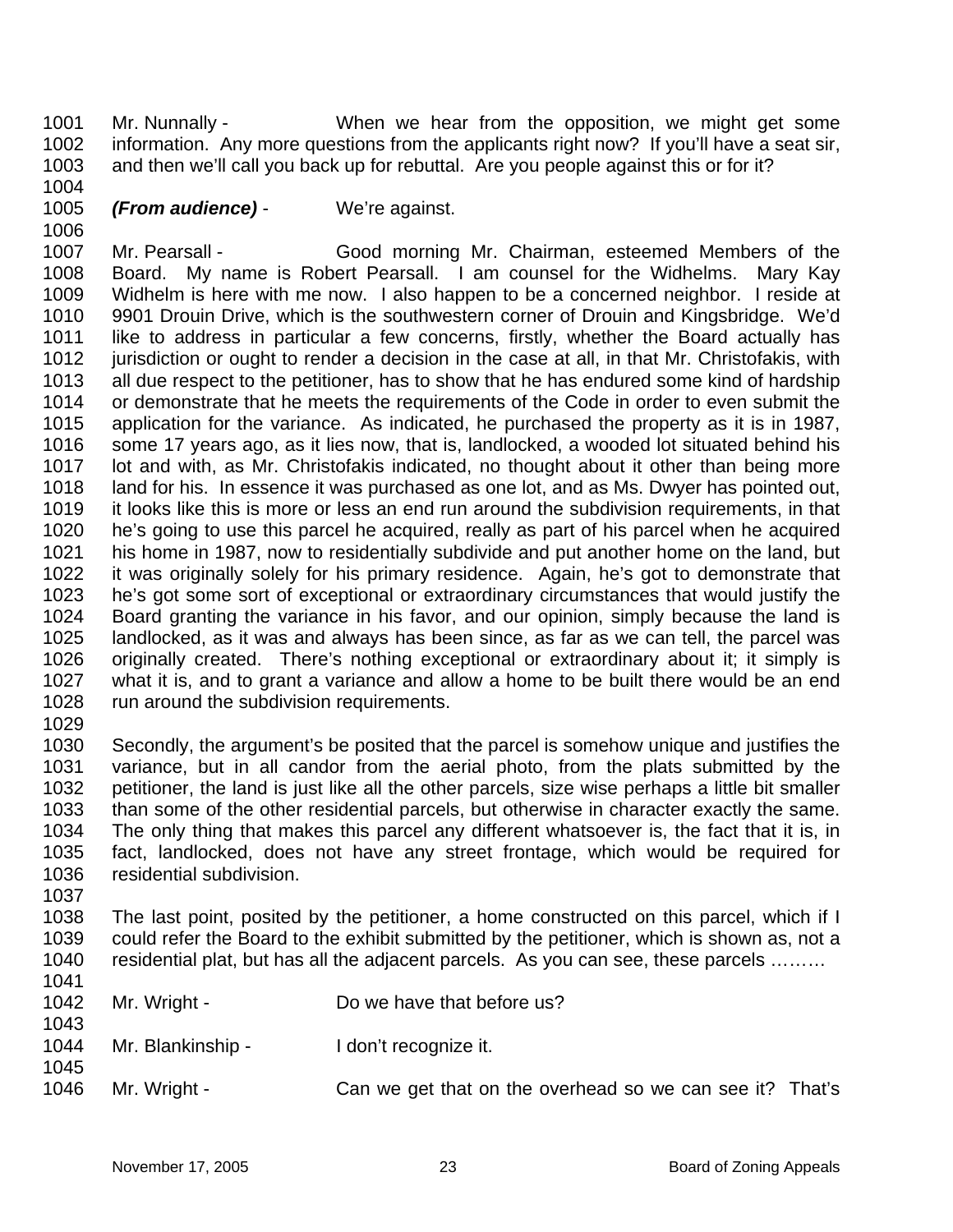Mr. Nunnally - When we hear from the opposition, we might get some information. Any more questions from the applicants right now? If you'll have a seat sir, and then we'll call you back up for rebuttal. Are you people against this or for it?

***(From audience)*** - We're against.

Mr. Pearsall - Good morning Mr. Chairman, esteemed Members of the Board. My name is Robert Pearsall. I am counsel for the Widhelms. Mary Kay Widhelm is here with me now. I also happen to be a concerned neighbor. I reside at 9901 Drouin Drive, which is the southwestern corner of Drouin and Kingsbridge. We'd like to address in particular a few concerns, firstly, whether the Board actually has jurisdiction or ought to render a decision in the case at all, in that Mr. Christofakis, with all due respect to the petitioner, has to show that he has endured some kind of hardship or demonstrate that he meets the requirements of the Code in order to even submit the application for the variance. As indicated, he purchased the property as it is in 1987, some 17 years ago, as it lies now, that is, landlocked, a wooded lot situated behind his lot and with, as Mr. Christofakis indicated, no thought about it other than being more land for his. In essence it was purchased as one lot, and as Ms. Dwyer has pointed out, it looks like this is more or less an end run around the subdivision requirements, in that he's going to use this parcel he acquired, really as part of his parcel when he acquired his home in 1987, now to residentially subdivide and put another home on the land, but it was originally solely for his primary residence. Again, he's got to demonstrate that he's got some sort of exceptional or extraordinary circumstances that would justify the Board granting the variance in his favor, and our opinion, simply because the land is landlocked, as it was and always has been since, as far as we can tell, the parcel was originally created. There's nothing exceptional or extraordinary about it; it simply is what it is, and to grant a variance and allow a home to be built there would be an end run around the subdivision requirements.

Secondly, the argument's be posited that the parcel is somehow unique and justifies the variance, but in all candor from the aerial photo, from the plats submitted by the petitioner, the land is just like all the other parcels, size wise perhaps a little bit smaller than some of the other residential parcels, but otherwise in character exactly the same. The only thing that makes this parcel any different whatsoever is, the fact that it is, in fact, landlocked, does not have any street frontage, which would be required for residential subdivision.

The last point, posited by the petitioner, a home constructed on this parcel, which if I could refer the Board to the exhibit submitted by the petitioner, which is shown as, not a residential plat, but has all the adjacent parcels. As you can see, these parcels .........

Mr. Wright - Do we have that before us?

Mr. Blankinship - I don't recognize it.

Mr. Wright - Can we get that on the overhead so we can see it? That's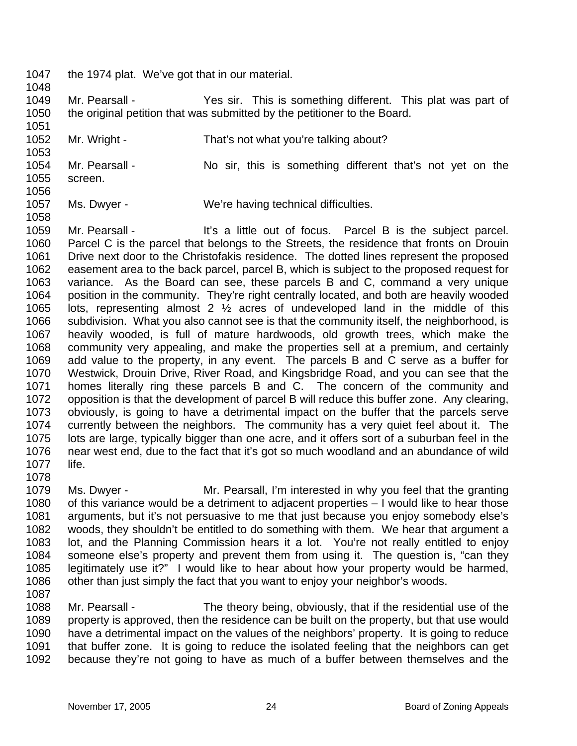the 1974 plat. We've got that in our material.

Mr. Pearsall - Yes sir. This is something different. This plat was part of the original petition that was submitted by the petitioner to the Board.

Mr. Wright - That's not what you're talking about?

Mr. Pearsall - No sir, this is something different that's not yet on the screen.

Ms. Dwyer - We're having technical difficulties.

Mr. Pearsall - It's a little out of focus. Parcel B is the subject parcel. Parcel C is the parcel that belongs to the Streets, the residence that fronts on Drouin Drive next door to the Christofakis residence. The dotted lines represent the proposed easement area to the back parcel, parcel B, which is subject to the proposed request for variance. As the Board can see, these parcels B and C, command a very unique position in the community. They're right centrally located, and both are heavily wooded lots, representing almost 2 ½ acres of undeveloped land in the middle of this subdivision. What you also cannot see is that the community itself, the neighborhood, is heavily wooded, is full of mature hardwoods, old growth trees, which make the community very appealing, and make the properties sell at a premium, and certainly add value to the property, in any event. The parcels B and C serve as a buffer for Westwick, Drouin Drive, River Road, and Kingsbridge Road, and you can see that the homes literally ring these parcels B and C. The concern of the community and opposition is that the development of parcel B will reduce this buffer zone. Any clearing, obviously, is going to have a detrimental impact on the buffer that the parcels serve currently between the neighbors. The community has a very quiet feel about it. The lots are large, typically bigger than one acre, and it offers sort of a suburban feel in the near west end, due to the fact that it's got so much woodland and an abundance of wild life.

Ms. Dwyer - Mr. Pearsall, I'm interested in why you feel that the granting of this variance would be a detriment to adjacent properties – I would like to hear those arguments, but it's not persuasive to me that just because you enjoy somebody else's woods, they shouldn't be entitled to do something with them. We hear that argument a lot, and the Planning Commission hears it a lot. You're not really entitled to enjoy someone else's property and prevent them from using it. The question is, "can they legitimately use it?" I would like to hear about how your property would be harmed, other than just simply the fact that you want to enjoy your neighbor's woods.

Mr. Pearsall - The theory being, obviously, that if the residential use of the property is approved, then the residence can be built on the property, but that use would have a detrimental impact on the values of the neighbors' property. It is going to reduce that buffer zone. It is going to reduce the isolated feeling that the neighbors can get because they're not going to have as much of a buffer between themselves and the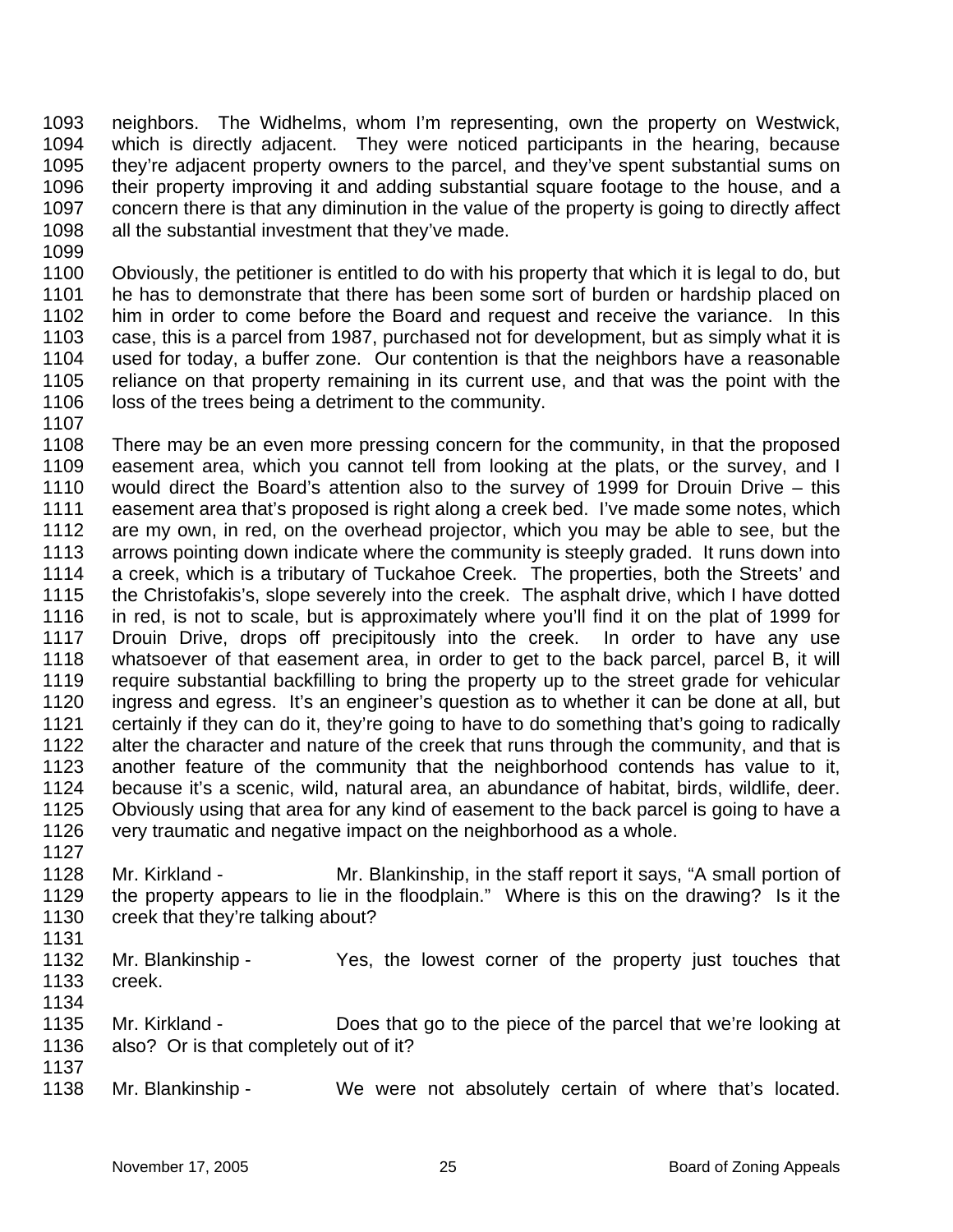neighbors. The Widhelms, whom I'm representing, own the property on Westwick, which is directly adjacent. They were noticed participants in the hearing, because they're adjacent property owners to the parcel, and they've spent substantial sums on their property improving it and adding substantial square footage to the house, and a concern there is that any diminution in the value of the property is going to directly affect all the substantial investment that they've made.

Obviously, the petitioner is entitled to do with his property that which it is legal to do, but he has to demonstrate that there has been some sort of burden or hardship placed on him in order to come before the Board and request and receive the variance. In this case, this is a parcel from 1987, purchased not for development, but as simply what it is used for today, a buffer zone. Our contention is that the neighbors have a reasonable reliance on that property remaining in its current use, and that was the point with the loss of the trees being a detriment to the community.

There may be an even more pressing concern for the community, in that the proposed easement area, which you cannot tell from looking at the plats, or the survey, and I would direct the Board's attention also to the survey of 1999 for Drouin Drive – this easement area that's proposed is right along a creek bed. I've made some notes, which are my own, in red, on the overhead projector, which you may be able to see, but the arrows pointing down indicate where the community is steeply graded. It runs down into a creek, which is a tributary of Tuckahoe Creek. The properties, both the Streets' and the Christofakis's, slope severely into the creek. The asphalt drive, which I have dotted in red, is not to scale, but is approximately where you'll find it on the plat of 1999 for Drouin Drive, drops off precipitously into the creek. In order to have any use whatsoever of that easement area, in order to get to the back parcel, parcel B, it will require substantial backfilling to bring the property up to the street grade for vehicular ingress and egress. It's an engineer's question as to whether it can be done at all, but certainly if they can do it, they're going to have to do something that's going to radically alter the character and nature of the creek that runs through the community, and that is another feature of the community that the neighborhood contends has value to it, because it's a scenic, wild, natural area, an abundance of habitat, birds, wildlife, deer. Obviously using that area for any kind of easement to the back parcel is going to have a very traumatic and negative impact on the neighborhood as a whole.

Mr. Kirkland - Mr. Blankinship, in the staff report it says, "A small portion of the property appears to lie in the floodplain." Where is this on the drawing? Is it the creek that they're talking about?

Mr. Blankinship - Yes, the lowest corner of the property just touches that creek.

Mr. Kirkland - Does that go to the piece of the parcel that we're looking at also? Or is that completely out of it?

Mr. Blankinship - We were not absolutely certain of where that's located.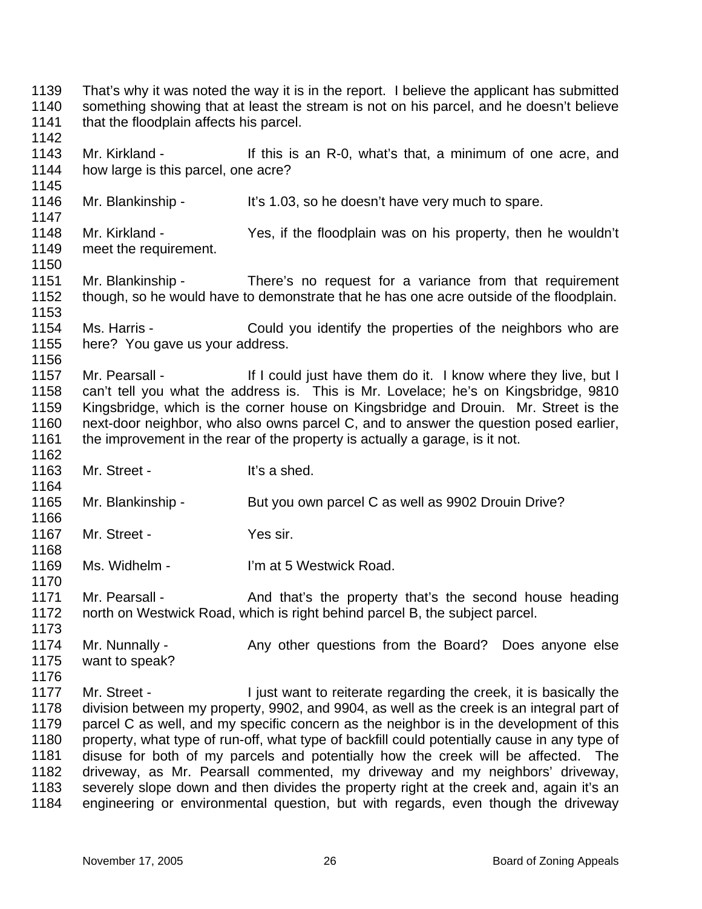That's why it was noted the way it is in the report. I believe the applicant has submitted something showing that at least the stream is not on his parcel, and he doesn't believe that the floodplain affects his parcel.

Mr. Kirkland - If this is an R-0, what's that, a minimum of one acre, and how large is this parcel, one acre?

Mr. Blankinship - It's 1.03, so he doesn't have very much to spare.

Mr. Kirkland - Yes, if the floodplain was on his property, then he wouldn't meet the requirement.

Mr. Blankinship - There's no request for a variance from that requirement though, so he would have to demonstrate that he has one acre outside of the floodplain.

Ms. Harris - Could you identify the properties of the neighbors who are here? You gave us your address.

Mr. Pearsall - If I could just have them do it. I know where they live, but I can't tell you what the address is. This is Mr. Lovelace; he's on Kingsbridge, 9810 Kingsbridge, which is the corner house on Kingsbridge and Drouin. Mr. Street is the next-door neighbor, who also owns parcel C, and to answer the question posed earlier, the improvement in the rear of the property is actually a garage, is it not.

Mr. Street - It's a shed.

Mr. Blankinship - But you own parcel C as well as 9902 Drouin Drive?

Mr. Street - Yes sir.

Ms. Widhelm - I'm at 5 Westwick Road.

Mr. Pearsall - And that's the property that's the second house heading north on Westwick Road, which is right behind parcel B, the subject parcel.

Mr. Nunnally - Any other questions from the Board? Does anyone else want to speak?

Mr. Street - I just want to reiterate regarding the creek, it is basically the division between my property, 9902, and 9904, as well as the creek is an integral part of parcel C as well, and my specific concern as the neighbor is in the development of this property, what type of run-off, what type of backfill could potentially cause in any type of disuse for both of my parcels and potentially how the creek will be affected. The driveway, as Mr. Pearsall commented, my driveway and my neighbors' driveway, severely slope down and then divides the property right at the creek and, again it's an engineering or environmental question, but with regards, even though the driveway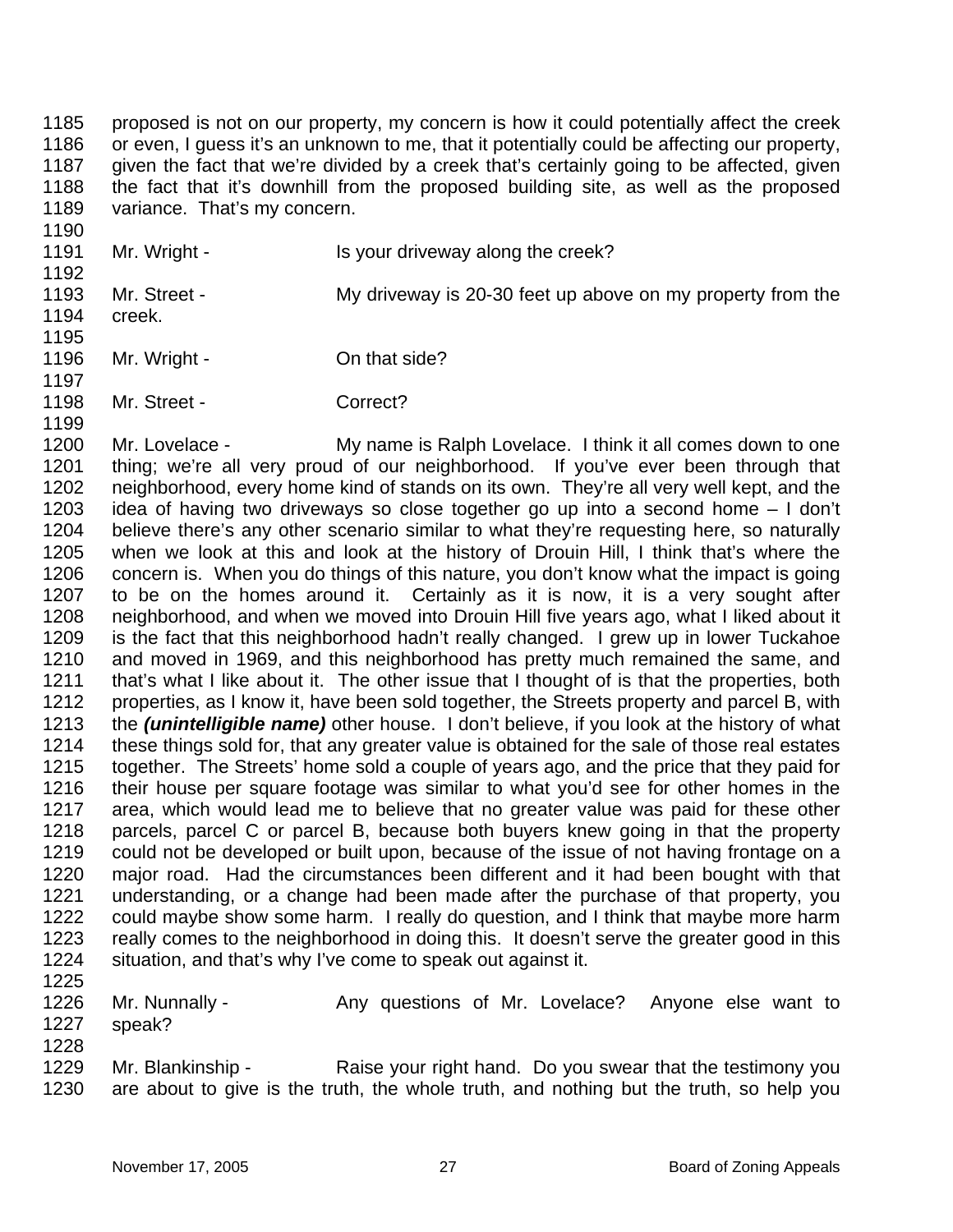1185 proposed is not on our property, my concern is how it could potentially affect the creek
1186 or even, I guess it's an unknown to me, that it potentially could be affecting our property,
1187 given the fact that we're divided by a creek that's certainly going to be affected, given
1188 the fact that it's downhill from the proposed building site, as well as the proposed
1189 variance. That's my concern.
1190
1191 Mr. Wright - Is your driveway along the creek?
1192
1193 Mr. Street - My driveway is 20-30 feet up above on my property from the
1194 creek.
1195
1196 Mr. Wright - On that side?
1197
1198 Mr. Street - Correct?
1199
1200 Mr. Lovelace - My name is Ralph Lovelace. I think it all comes down to one
1201 thing; we're all very proud of our neighborhood. If you've ever been through that
1202 neighborhood, every home kind of stands on its own. They're all very well kept, and the
1203 idea of having two driveways so close together go up into a second home – I don't
1204 believe there's any other scenario similar to what they're requesting here, so naturally
1205 when we look at this and look at the history of Drouin Hill, I think that's where the
1206 concern is. When you do things of this nature, you don't know what the impact is going
1207 to be on the homes around it. Certainly as it is now, it is a very sought after
1208 neighborhood, and when we moved into Drouin Hill five years ago, what I liked about it
1209 is the fact that this neighborhood hadn't really changed. I grew up in lower Tuckahoe
1210 and moved in 1969, and this neighborhood has pretty much remained the same, and
1211 that's what I like about it. The other issue that I thought of is that the properties, both
1212 properties, as I know it, have been sold together, the Streets property and parcel B, with
1213 the ***(unintelligible name)*** other house. I don't believe, if you look at the history of what
1214 these things sold for, that any greater value is obtained for the sale of those real estates
1215 together. The Streets' home sold a couple of years ago, and the price that they paid for
1216 their house per square footage was similar to what you'd see for other homes in the
1217 area, which would lead me to believe that no greater value was paid for these other
1218 parcels, parcel C or parcel B, because both buyers knew going in that the property
1219 could not be developed or built upon, because of the issue of not having frontage on a
1220 major road. Had the circumstances been different and it had been bought with that
1221 understanding, or a change had been made after the purchase of that property, you
1222 could maybe show some harm. I really do question, and I think that maybe more harm
1223 really comes to the neighborhood in doing this. It doesn't serve the greater good in this
1224 situation, and that's why I've come to speak out against it.
1225
1226 Mr. Nunnally - Any questions of Mr. Lovelace? Anyone else want to
1227 speak?
1228
1229 Mr. Blankinship - Raise your right hand. Do you swear that the testimony you
1230 are about to give is the truth, the whole truth, and nothing but the truth, so help you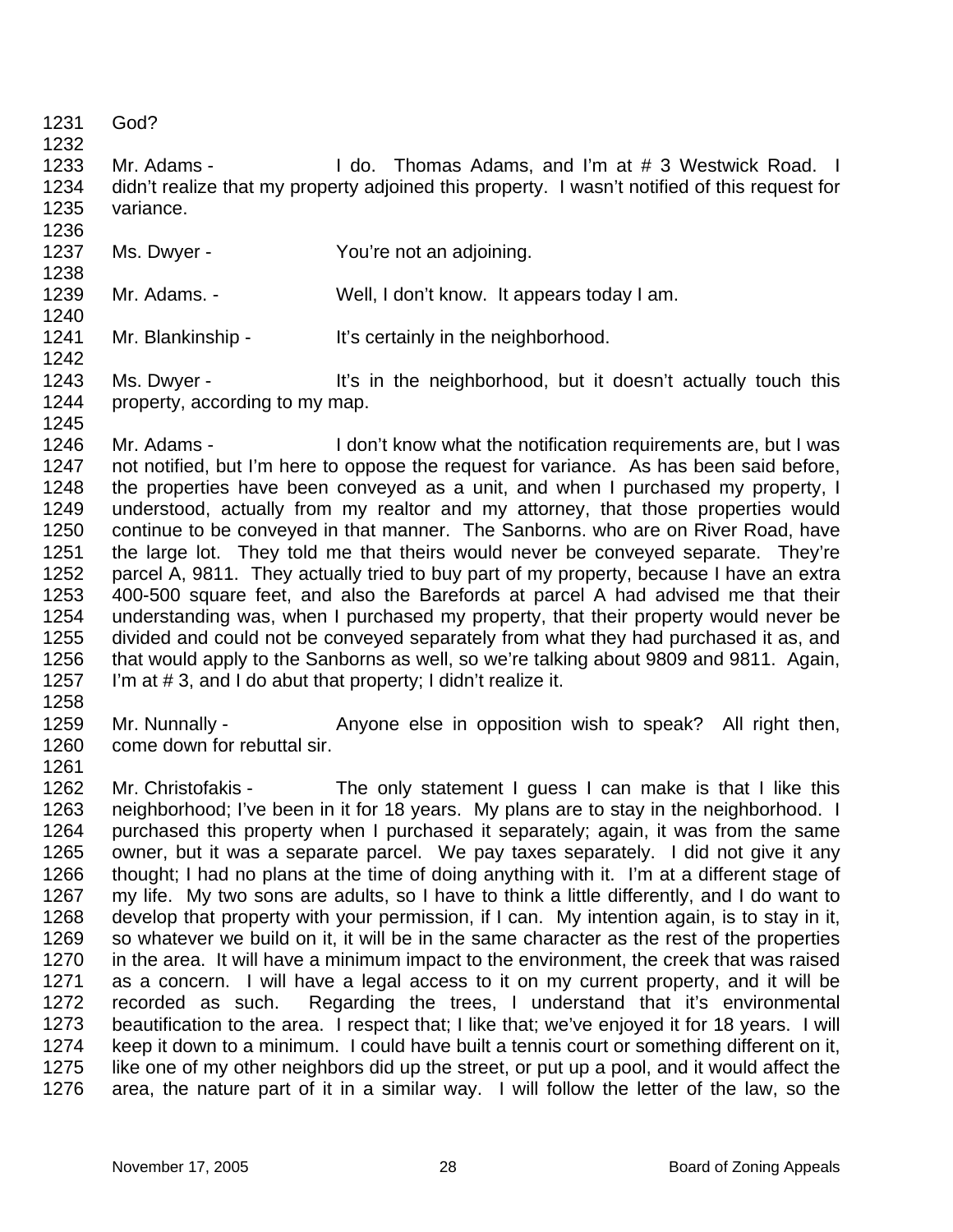1231 God?

1232

1233 Mr. Adams - I do. Thomas Adams, and I'm at # 3 Westwick Road. I
1234 didn't realize that my property adjoined this property. I wasn't notified of this request for
1235 variance.

1236

1237 Ms. Dwyer - You're not an adjoining.

1238

1239 Mr. Adams. - Well, I don't know. It appears today I am.

1240

1241 Mr. Blankinship - It's certainly in the neighborhood.

1242

1243 Ms. Dwyer - It's in the neighborhood, but it doesn't actually touch this
1244 property, according to my map.

1245

1246 Mr. Adams - I don't know what the notification requirements are, but I was
1247 not notified, but I'm here to oppose the request for variance. As has been said before,
1248 the properties have been conveyed as a unit, and when I purchased my property, I
1249 understood, actually from my realtor and my attorney, that those properties would
1250 continue to be conveyed in that manner. The Sanborns. who are on River Road, have
1251 the large lot. They told me that theirs would never be conveyed separate. They're
1252 parcel A, 9811. They actually tried to buy part of my property, because I have an extra
1253 400-500 square feet, and also the Barefords at parcel A had advised me that their
1254 understanding was, when I purchased my property, that their property would never be
1255 divided and could not be conveyed separately from what they had purchased it as, and
1256 that would apply to the Sanborns as well, so we're talking about 9809 and 9811. Again,
1257 I'm at # 3, and I do abut that property; I didn't realize it.

1258

1259 Mr. Nunnally - Anyone else in opposition wish to speak? All right then,
1260 come down for rebuttal sir.

1261

1262 Mr. Christofakis - The only statement I guess I can make is that I like this
1263 neighborhood; I've been in it for 18 years. My plans are to stay in the neighborhood. I
1264 purchased this property when I purchased it separately; again, it was from the same
1265 owner, but it was a separate parcel. We pay taxes separately. I did not give it any
1266 thought; I had no plans at the time of doing anything with it. I'm at a different stage of
1267 my life. My two sons are adults, so I have to think a little differently, and I do want to
1268 develop that property with your permission, if I can. My intention again, is to stay in it,
1269 so whatever we build on it, it will be in the same character as the rest of the properties
1270 in the area. It will have a minimum impact to the environment, the creek that was raised
1271 as a concern. I will have a legal access to it on my current property, and it will be
1272 recorded as such. Regarding the trees, I understand that it's environmental
1273 beautification to the area. I respect that; I like that; we've enjoyed it for 18 years. I will
1274 keep it down to a minimum. I could have built a tennis court or something different on it,
1275 like one of my other neighbors did up the street, or put up a pool, and it would affect the
1276 area, the nature part of it in a similar way. I will follow the letter of the law, so the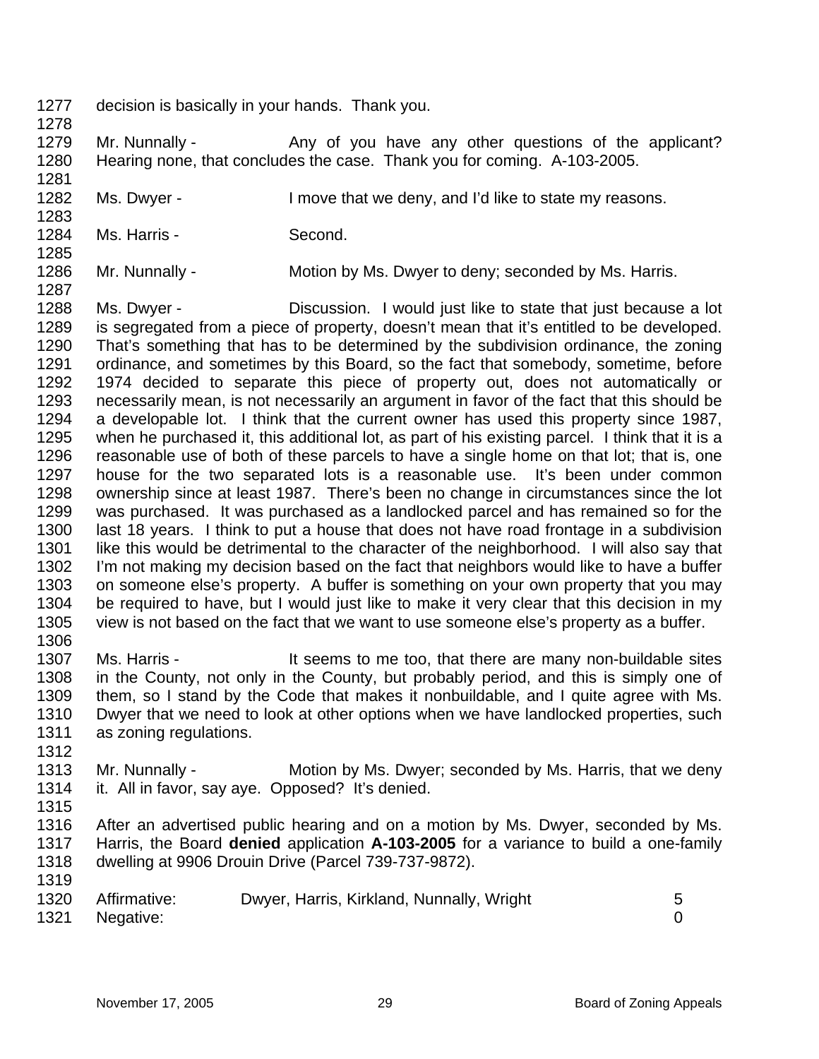decision is basically in your hands. Thank you.

Mr. Nunnally - Any of you have any other questions of the applicant? Hearing none, that concludes the case. Thank you for coming. A-103-2005.

Ms. Dwyer - I move that we deny, and I'd like to state my reasons.

Ms. Harris - Second.

Mr. Nunnally - Motion by Ms. Dwyer to deny; seconded by Ms. Harris.

Ms. Dwyer - Discussion. I would just like to state that just because a lot is segregated from a piece of property, doesn't mean that it's entitled to be developed. That's something that has to be determined by the subdivision ordinance, the zoning ordinance, and sometimes by this Board, so the fact that somebody, sometime, before 1974 decided to separate this piece of property out, does not automatically or necessarily mean, is not necessarily an argument in favor of the fact that this should be a developable lot. I think that the current owner has used this property since 1987, when he purchased it, this additional lot, as part of his existing parcel. I think that it is a reasonable use of both of these parcels to have a single home on that lot; that is, one house for the two separated lots is a reasonable use. It's been under common ownership since at least 1987. There's been no change in circumstances since the lot was purchased. It was purchased as a landlocked parcel and has remained so for the last 18 years. I think to put a house that does not have road frontage in a subdivision like this would be detrimental to the character of the neighborhood. I will also say that I'm not making my decision based on the fact that neighbors would like to have a buffer on someone else's property. A buffer is something on your own property that you may be required to have, but I would just like to make it very clear that this decision in my view is not based on the fact that we want to use someone else's property as a buffer.

Ms. Harris - It seems to me too, that there are many non-buildable sites in the County, not only in the County, but probably period, and this is simply one of them, so I stand by the Code that makes it nonbuildable, and I quite agree with Ms. Dwyer that we need to look at other options when we have landlocked properties, such as zoning regulations.

Mr. Nunnally - Motion by Ms. Dwyer; seconded by Ms. Harris, that we deny it. All in favor, say aye. Opposed? It's denied.

After an advertised public hearing and on a motion by Ms. Dwyer, seconded by Ms. Harris, the Board **denied** application **A-103-2005** for a variance to build a one-family dwelling at 9906 Drouin Drive (Parcel 739-737-9872).

| | | |
|---|---|---|
| Affirmative: | Dwyer, Harris, Kirkland, Nunnally, Wright | 5 |
| Negative: | | 0 |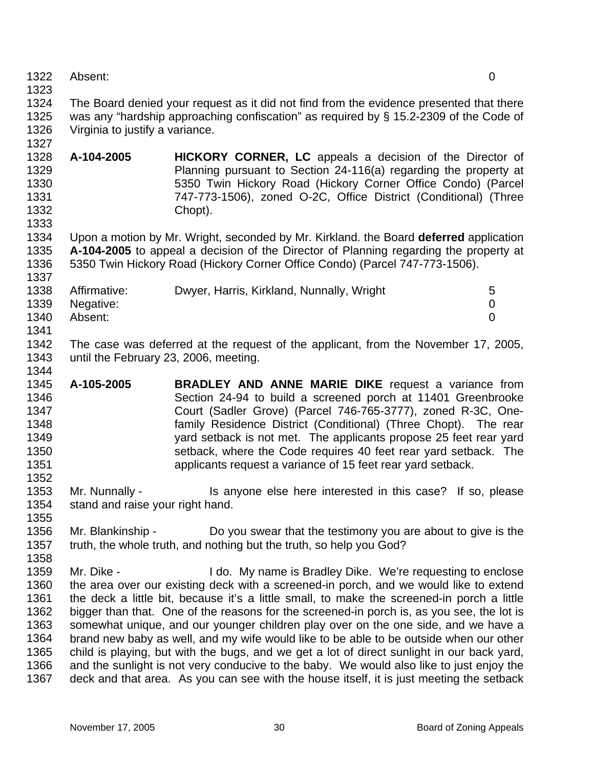Absent: 0

The Board denied your request as it did not find from the evidence presented that there was any "hardship approaching confiscation" as required by § 15.2-2309 of the Code of Virginia to justify a variance.

**A-104-2005** **HICKORY CORNER, LC** appeals a decision of the Director of Planning pursuant to Section 24-116(a) regarding the property at 5350 Twin Hickory Road (Hickory Corner Office Condo) (Parcel 747-773-1506), zoned O-2C, Office District (Conditional) (Three Chopt).

Upon a motion by Mr. Wright, seconded by Mr. Kirkland. the Board **deferred** application **A-104-2005** to appeal a decision of the Director of Planning regarding the property at 5350 Twin Hickory Road (Hickory Corner Office Condo) (Parcel 747-773-1506).

| | | |
|---|---|---|
| Affirmative: | Dwyer, Harris, Kirkland, Nunnally, Wright | 5 |
| Negative: | | 0 |
| Absent: | | 0 |

The case was deferred at the request of the applicant, from the November 17, 2005, until the February 23, 2006, meeting.

**A-105-2005** **BRADLEY AND ANNE MARIE DIKE** request a variance from Section 24-94 to build a screened porch at 11401 Greenbrooke Court (Sadler Grove) (Parcel 746-765-3777), zoned R-3C, One-family Residence District (Conditional) (Three Chopt). The rear yard setback is not met. The applicants propose 25 feet rear yard setback, where the Code requires 40 feet rear yard setback. The applicants request a variance of 15 feet rear yard setback.

Mr. Nunnally - Is anyone else here interested in this case? If so, please stand and raise your right hand.

Mr. Blankinship - Do you swear that the testimony you are about to give is the truth, the whole truth, and nothing but the truth, so help you God?

Mr. Dike - I do. My name is Bradley Dike. We're requesting to enclose the area over our existing deck with a screened-in porch, and we would like to extend the deck a little bit, because it's a little small, to make the screened-in porch a little bigger than that. One of the reasons for the screened-in porch is, as you see, the lot is somewhat unique, and our younger children play over on the one side, and we have a brand new baby as well, and my wife would like to be able to be outside when our other child is playing, but with the bugs, and we get a lot of direct sunlight in our back yard, and the sunlight is not very conducive to the baby. We would also like to just enjoy the deck and that area. As you can see with the house itself, it is just meeting the setback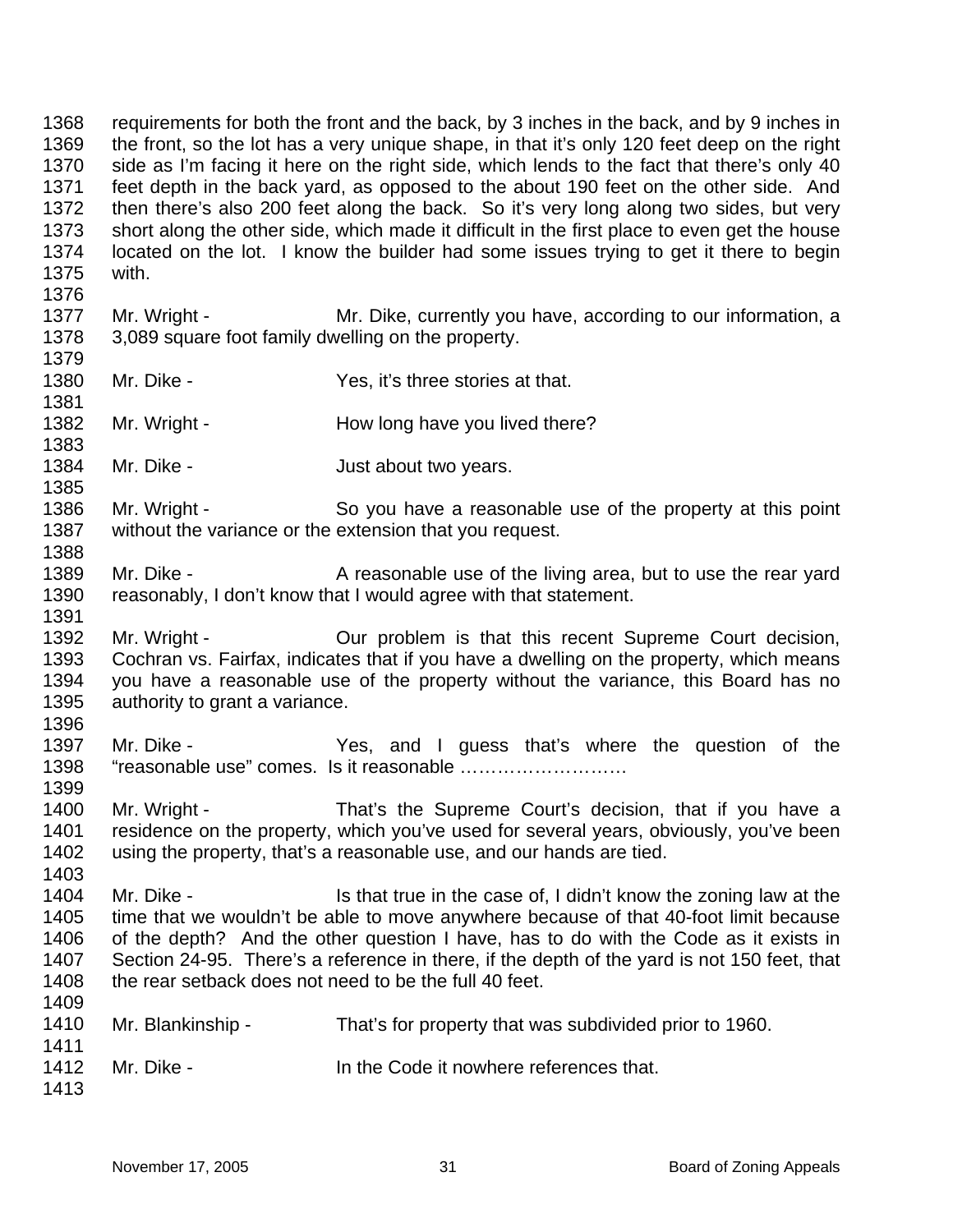requirements for both the front and the back, by 3 inches in the back, and by 9 inches in the front, so the lot has a very unique shape, in that it's only 120 feet deep on the right side as I'm facing it here on the right side, which lends to the fact that there's only 40 feet depth in the back yard, as opposed to the about 190 feet on the other side. And then there's also 200 feet along the back. So it's very long along two sides, but very short along the other side, which made it difficult in the first place to even get the house located on the lot. I know the builder had some issues trying to get it there to begin with.

Mr. Wright - Mr. Dike, currently you have, according to our information, a 3,089 square foot family dwelling on the property.

Mr. Dike - Yes, it's three stories at that.

Mr. Wright - How long have you lived there?

Mr. Dike - Just about two years.

Mr. Wright - So you have a reasonable use of the property at this point without the variance or the extension that you request.

Mr. Dike - A reasonable use of the living area, but to use the rear yard reasonably, I don't know that I would agree with that statement.

Mr. Wright - Our problem is that this recent Supreme Court decision, Cochran vs. Fairfax, indicates that if you have a dwelling on the property, which means you have a reasonable use of the property without the variance, this Board has no authority to grant a variance.

Mr. Dike - Yes, and I guess that's where the question of the "reasonable use" comes. Is it reasonable ………………………

Mr. Wright - That's the Supreme Court's decision, that if you have a residence on the property, which you've used for several years, obviously, you've been using the property, that's a reasonable use, and our hands are tied.

Mr. Dike - Is that true in the case of, I didn't know the zoning law at the time that we wouldn't be able to move anywhere because of that 40-foot limit because of the depth? And the other question I have, has to do with the Code as it exists in Section 24-95. There's a reference in there, if the depth of the yard is not 150 feet, that the rear setback does not need to be the full 40 feet.

Mr. Blankinship - That's for property that was subdivided prior to 1960.

Mr. Dike - In the Code it nowhere references that.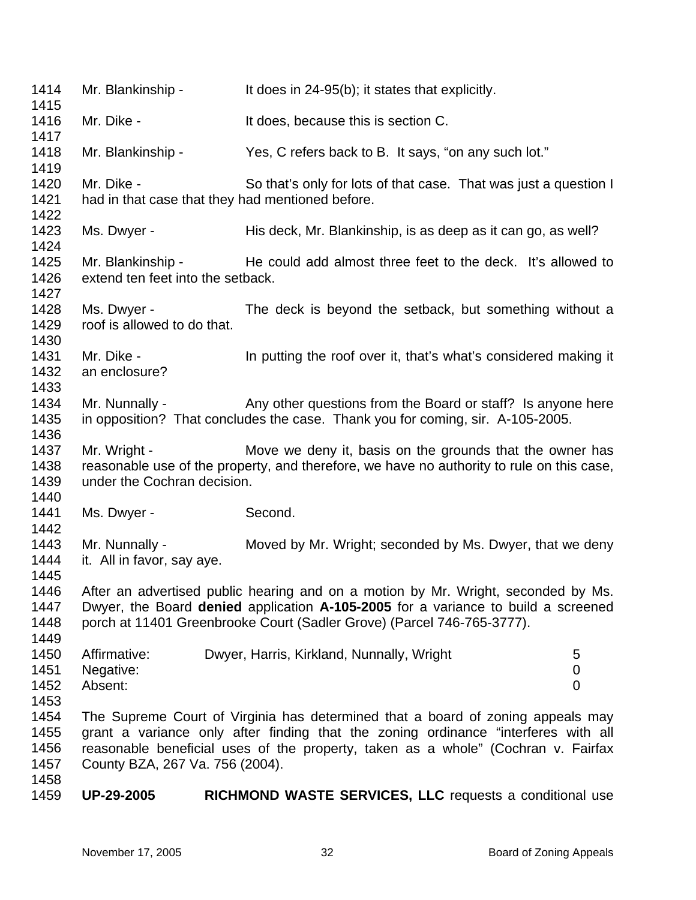1414 Mr. Blankinship - It does in 24-95(b); it states that explicitly.
1415
1416 Mr. Dike - It does, because this is section C.
1417
1418 Mr. Blankinship - Yes, C refers back to B. It says, "on any such lot."
1419
1420 Mr. Dike - So that's only for lots of that case. That was just a question I
1421 had in that case that they had mentioned before.
1422
1423 Ms. Dwyer - His deck, Mr. Blankinship, is as deep as it can go, as well?
1424
1425 Mr. Blankinship - He could add almost three feet to the deck. It's allowed to
1426 extend ten feet into the setback.
1427
1428 Ms. Dwyer - The deck is beyond the setback, but something without a
1429 roof is allowed to do that.
1430
1431 Mr. Dike - In putting the roof over it, that's what's considered making it
1432 an enclosure?
1433
1434 Mr. Nunnally - Any other questions from the Board or staff? Is anyone here
1435 in opposition? That concludes the case. Thank you for coming, sir. A-105-2005.
1436
1437 Mr. Wright - Move we deny it, basis on the grounds that the owner has
1438 reasonable use of the property, and therefore, we have no authority to rule on this case,
1439 under the Cochran decision.
1440
1441 Ms. Dwyer - Second.
1442
1443 Mr. Nunnally - Moved by Mr. Wright; seconded by Ms. Dwyer, that we deny
1444 it. All in favor, say aye.
1445
1446 After an advertised public hearing and on a motion by Mr. Wright, seconded by Ms.
1447 Dwyer, the Board **denied** application **A-105-2005** for a variance to build a screened
1448 porch at 11401 Greenbrooke Court (Sadler Grove) (Parcel 746-765-3777).
1449

| | | | |
|---|---|---|---|
| 1450 | Affirmative: | Dwyer, Harris, Kirkland, Nunnally, Wright | 5 |
| 1451 | Negative: | | 0 |
| 1452 | Absent: | | 0 |

1453
1454 The Supreme Court of Virginia has determined that a board of zoning appeals may
1455 grant a variance only after finding that the zoning ordinance "interferes with all
1456 reasonable beneficial uses of the property, taken as a whole" (Cochran v. Fairfax
1457 County BZA, 267 Va. 756 (2004).
1458
1459 **UP-29-2005** **RICHMOND WASTE SERVICES, LLC** requests a conditional use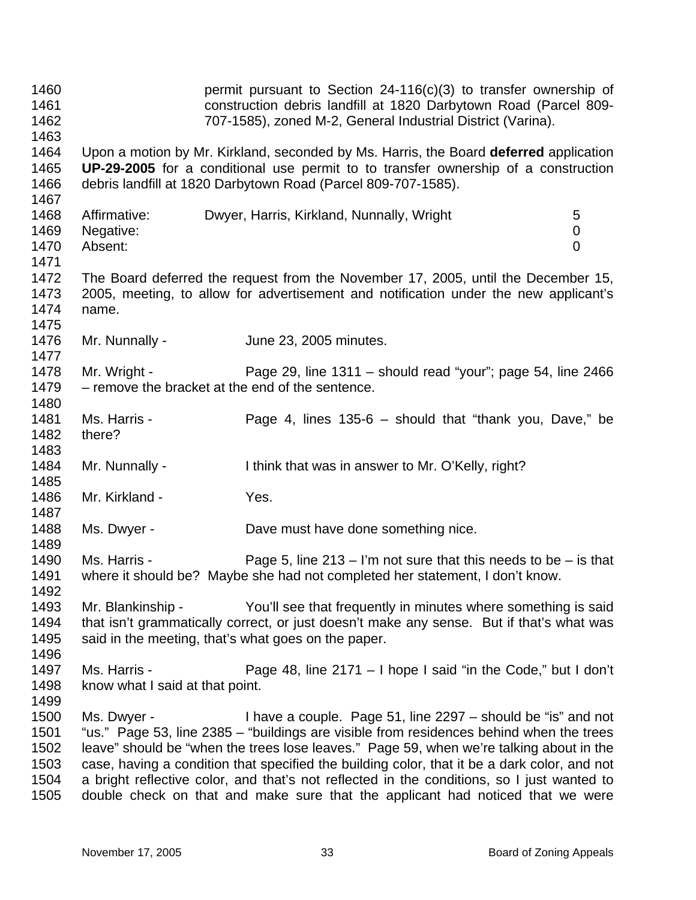1460 permit pursuant to Section 24-116(c)(3) to transfer ownership of
1461 construction debris landfill at 1820 Darbytown Road (Parcel 809-
1462 707-1585), zoned M-2, General Industrial District (Varina).
1463
1464 Upon a motion by Mr. Kirkland, seconded by Ms. Harris, the Board **deferred** application
1465 **UP-29-2005** for a conditional use permit to to transfer ownership of a construction
1466 debris landfill at 1820 Darbytown Road (Parcel 809-707-1585).
1467

| | | |
|---|---|---|
| 1468 Affirmative: | Dwyer, Harris, Kirkland, Nunnally, Wright | 5 |
| 1469 Negative: | | 0 |
| 1470 Absent: | | 0 |

1471
1472 The Board deferred the request from the November 17, 2005, until the December 15,
1473 2005, meeting, to allow for advertisement and notification under the new applicant's
1474 name.
1475
1476 Mr. Nunnally - June 23, 2005 minutes.
1477
1478 Mr. Wright - Page 29, line 1311 – should read "your"; page 54, line 2466
1479 – remove the bracket at the end of the sentence.
1480
1481 Ms. Harris - Page 4, lines 135-6 – should that "thank you, Dave," be
1482 there?
1483
1484 Mr. Nunnally - I think that was in answer to Mr. O'Kelly, right?
1485
1486 Mr. Kirkland - Yes.
1487
1488 Ms. Dwyer - Dave must have done something nice.
1489
1490 Ms. Harris - Page 5, line 213 – I'm not sure that this needs to be – is that
1491 where it should be? Maybe she had not completed her statement, I don't know.
1492
1493 Mr. Blankinship - You'll see that frequently in minutes where something is said
1494 that isn't grammatically correct, or just doesn't make any sense. But if that's what was
1495 said in the meeting, that's what goes on the paper.
1496
1497 Ms. Harris - Page 48, line 2171 – I hope I said "in the Code," but I don't
1498 know what I said at that point.
1499
1500 Ms. Dwyer - I have a couple. Page 51, line 2297 – should be "is" and not
1501 "us." Page 53, line 2385 – "buildings are visible from residences behind when the trees
1502 leave" should be "when the trees lose leaves." Page 59, when we're talking about in the
1503 case, having a condition that specified the building color, that it be a dark color, and not
1504 a bright reflective color, and that's not reflected in the conditions, so I just wanted to
1505 double check on that and make sure that the applicant had noticed that we were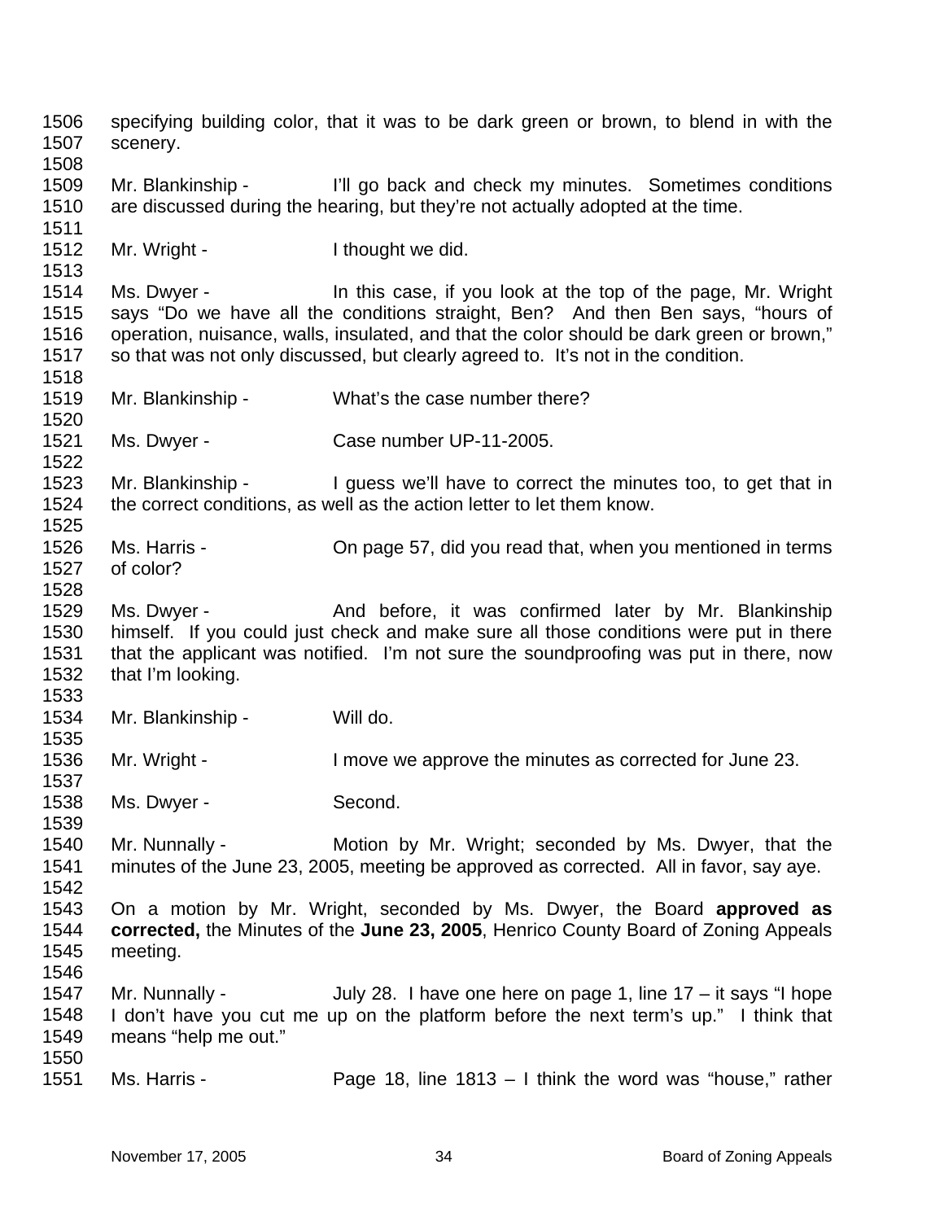specifying building color, that it was to be dark green or brown, to blend in with the scenery.

Mr. Blankinship - I'll go back and check my minutes. Sometimes conditions are discussed during the hearing, but they're not actually adopted at the time.

Mr. Wright - I thought we did.

Ms. Dwyer - In this case, if you look at the top of the page, Mr. Wright says "Do we have all the conditions straight, Ben? And then Ben says, "hours of operation, nuisance, walls, insulated, and that the color should be dark green or brown," so that was not only discussed, but clearly agreed to. It's not in the condition.

Mr. Blankinship - What's the case number there?

Ms. Dwyer - Case number UP-11-2005.

Mr. Blankinship - I guess we'll have to correct the minutes too, to get that in the correct conditions, as well as the action letter to let them know.

Ms. Harris - On page 57, did you read that, when you mentioned in terms of color?

Ms. Dwyer - And before, it was confirmed later by Mr. Blankinship himself. If you could just check and make sure all those conditions were put in there that the applicant was notified. I'm not sure the soundproofing was put in there, now that I'm looking.

Mr. Blankinship - Will do.

Mr. Wright - I move we approve the minutes as corrected for June 23.

Ms. Dwyer - Second.

Mr. Nunnally - Motion by Mr. Wright; seconded by Ms. Dwyer, that the minutes of the June 23, 2005, meeting be approved as corrected. All in favor, say aye.

On a motion by Mr. Wright, seconded by Ms. Dwyer, the Board **approved as corrected,** the Minutes of the **June 23, 2005**, Henrico County Board of Zoning Appeals meeting.

Mr. Nunnally - July 28. I have one here on page 1, line 17 – it says "I hope I don't have you cut me up on the platform before the next term's up." I think that means "help me out."

Ms. Harris - Page 18, line 1813 – I think the word was "house," rather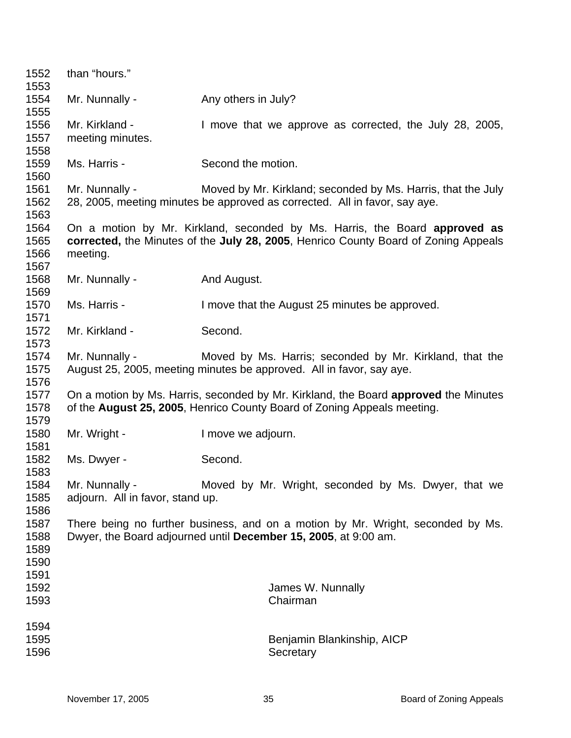than "hours."

Mr. Nunnally - Any others in July?

Mr. Kirkland - I move that we approve as corrected, the July 28, 2005, meeting minutes.

Ms. Harris - Second the motion.

Mr. Nunnally - Moved by Mr. Kirkland; seconded by Ms. Harris, that the July 28, 2005, meeting minutes be approved as corrected. All in favor, say aye.

On a motion by Mr. Kirkland, seconded by Ms. Harris, the Board **approved as corrected,** the Minutes of the **July 28, 2005**, Henrico County Board of Zoning Appeals meeting.

Mr. Nunnally - And August.

Ms. Harris - I move that the August 25 minutes be approved.

Mr. Kirkland - Second.

Mr. Nunnally - Moved by Ms. Harris; seconded by Mr. Kirkland, that the August 25, 2005, meeting minutes be approved. All in favor, say aye.

On a motion by Ms. Harris, seconded by Mr. Kirkland, the Board **approved** the Minutes of the **August 25, 2005**, Henrico County Board of Zoning Appeals meeting.

Mr. Wright - I move we adjourn.

Ms. Dwyer - Second.

Mr. Nunnally - Moved by Mr. Wright, seconded by Ms. Dwyer, that we adjourn. All in favor, stand up.

There being no further business, and on a motion by Mr. Wright, seconded by Ms. Dwyer, the Board adjourned until **December 15, 2005**, at 9:00 am.

James W. Nunnally
Chairman

Benjamin Blankinship, AICP
Secretary